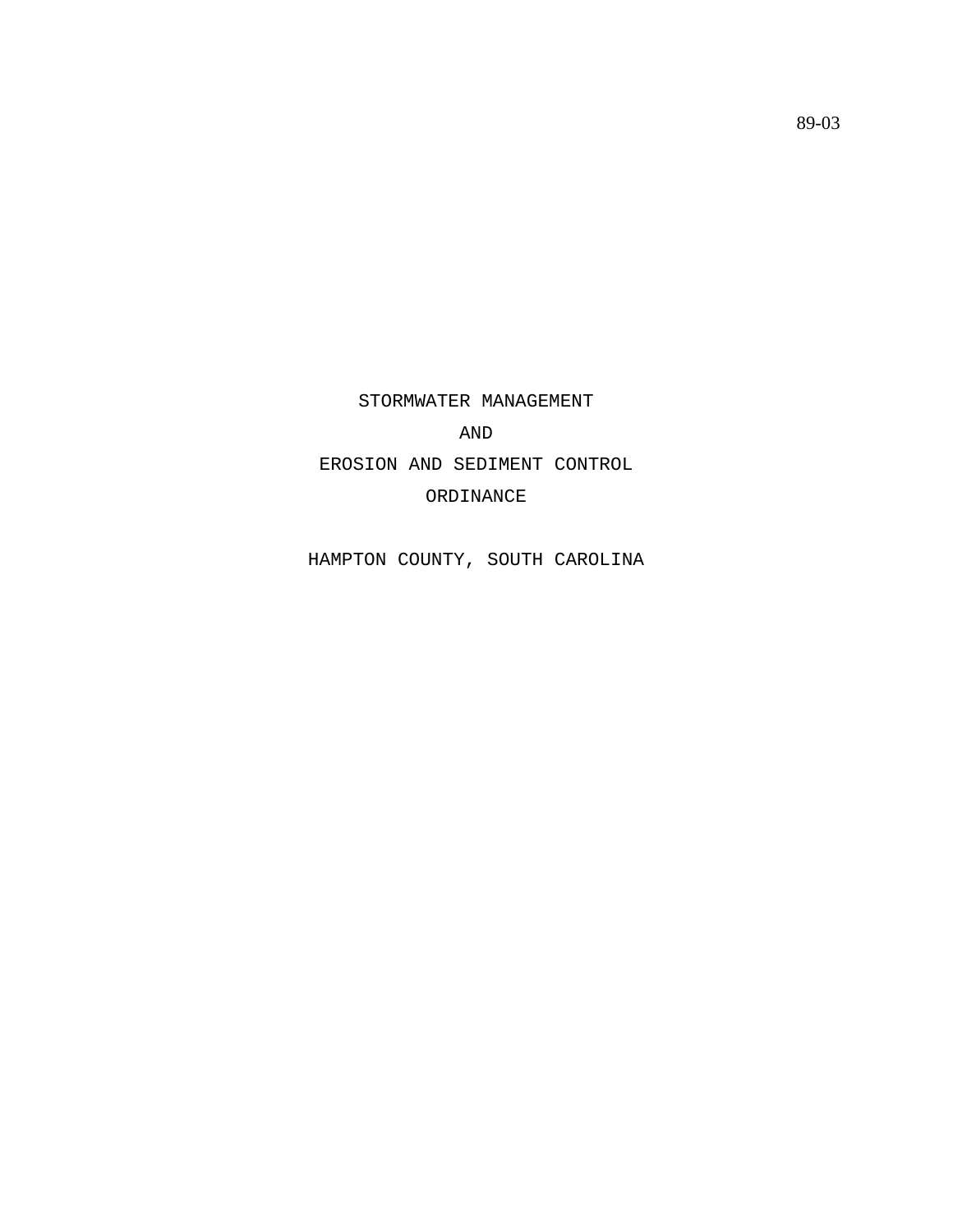89-03

# STORMWATER MANAGEMENT

# AND

# EROSION AND SEDIMENT CONTROL

# ORDINANCE

## HAMPTON COUNTY, SOUTH CAROLINA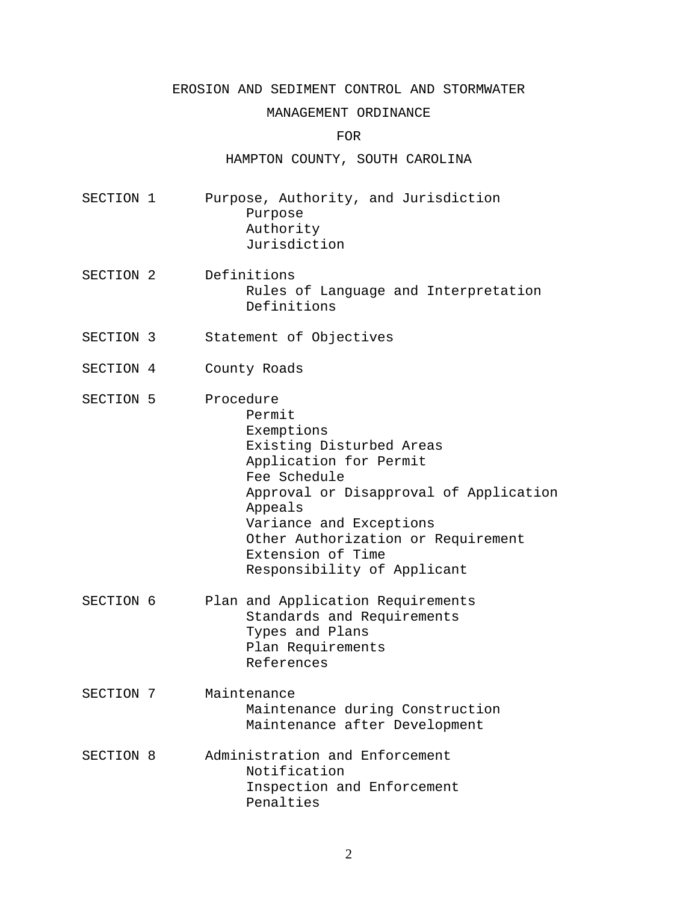# EROSION AND SEDIMENT CONTROL AND STORMWATER MANAGEMENT ORDINANCE

## FOR

## HAMPTON COUNTY, SOUTH CAROLINA

SECTION 1 Purpose, Authority, and Jurisdiction
- Purpose
- Authority
- Jurisdiction

SECTION 2 Definitions
- Rules of Language and Interpretation
- Definitions

SECTION 3 Statement of Objectives

SECTION 4 County Roads

SECTION 5 Procedure
- Permit
- Exemptions
- Existing Disturbed Areas
- Application for Permit
- Fee Schedule
- Approval or Disapproval of Application
- Appeals
- Variance and Exceptions
- Other Authorization or Requirement
- Extension of Time
- Responsibility of Applicant

SECTION 6 Plan and Application Requirements
- Standards and Requirements
- Types and Plans
- Plan Requirements
- References

SECTION 7 Maintenance
- Maintenance during Construction
- Maintenance after Development

SECTION 8 Administration and Enforcement
- Notification
- Inspection and Enforcement
- Penalties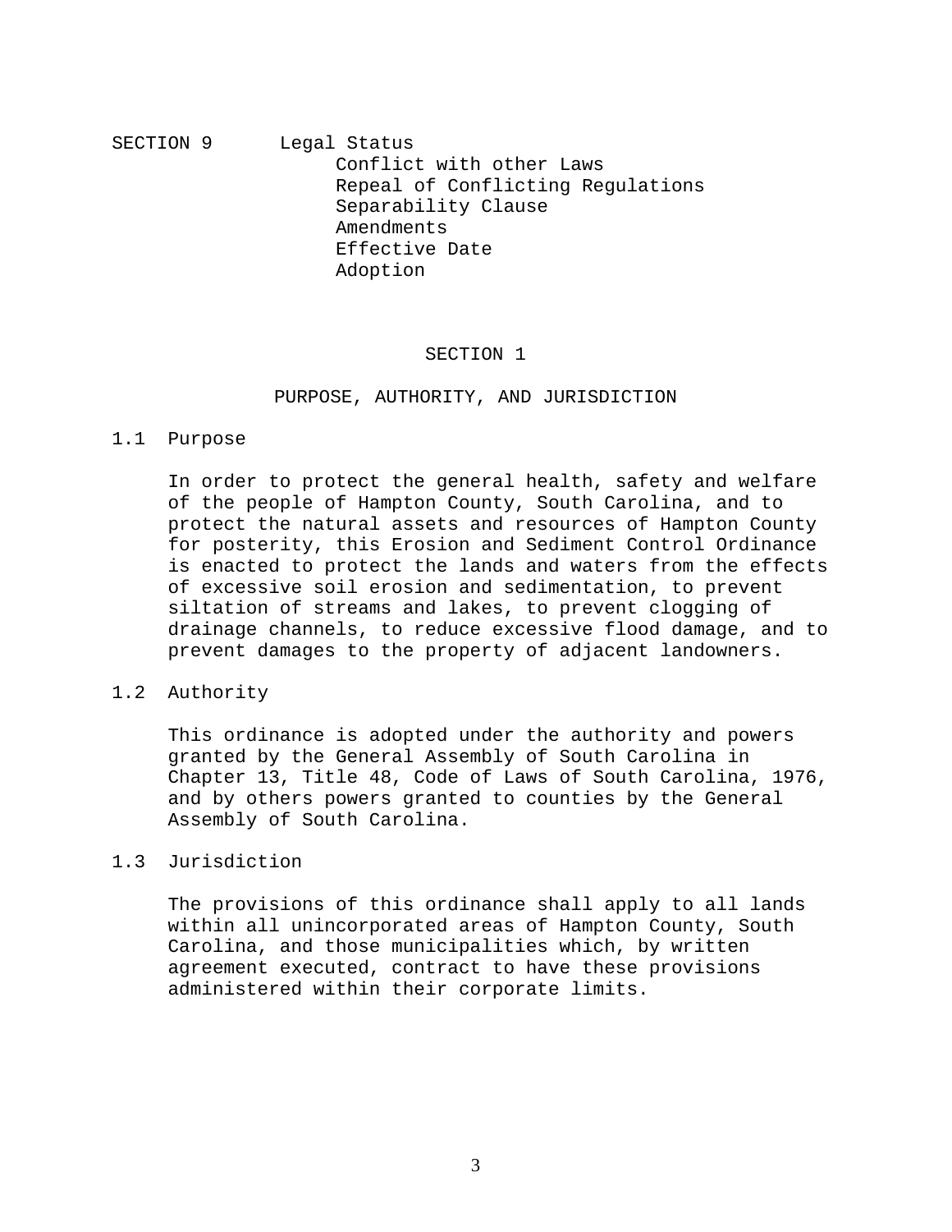SECTION 9 Legal Status

- Conflict with other Laws
- Repeal of Conflicting Regulations
- Separability Clause
- Amendments
- Effective Date
- Adoption

## SECTION 1

## PURPOSE, AUTHORITY, AND JURISDICTION

### 1.1 Purpose

In order to protect the general health, safety and welfare of the people of Hampton County, South Carolina, and to protect the natural assets and resources of Hampton County for posterity, this Erosion and Sediment Control Ordinance is enacted to protect the lands and waters from the effects of excessive soil erosion and sedimentation, to prevent siltation of streams and lakes, to prevent clogging of drainage channels, to reduce excessive flood damage, and to prevent damages to the property of adjacent landowners.

### 1.2 Authority

This ordinance is adopted under the authority and powers granted by the General Assembly of South Carolina in Chapter 13, Title 48, Code of Laws of South Carolina, 1976, and by others powers granted to counties by the General Assembly of South Carolina.

### 1.3 Jurisdiction

The provisions of this ordinance shall apply to all lands within all unincorporated areas of Hampton County, South Carolina, and those municipalities which, by written agreement executed, contract to have these provisions administered within their corporate limits.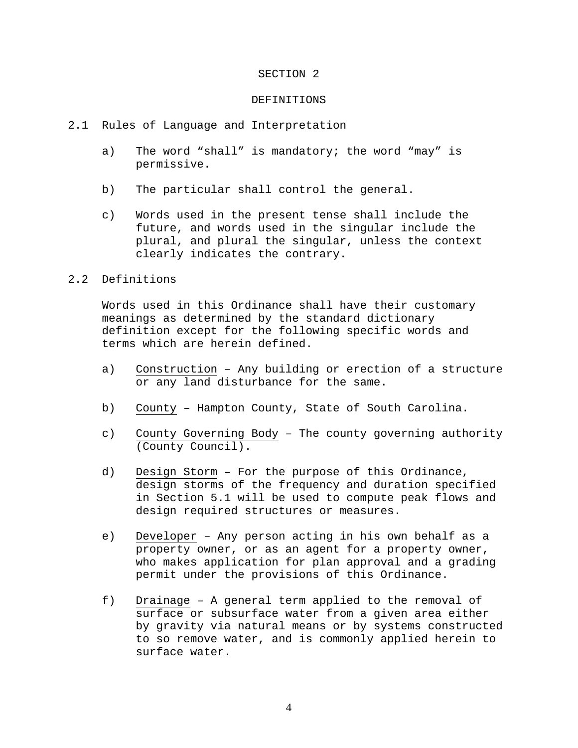# SECTION 2

## DEFINITIONS

### 2.1 Rules of Language and Interpretation

a) The word “shall” is mandatory; the word “may” is permissive.

b) The particular shall control the general.

c) Words used in the present tense shall include the future, and words used in the singular include the plural, and plural the singular, unless the context clearly indicates the contrary.

### 2.2 Definitions

Words used in this Ordinance shall have their customary meanings as determined by the standard dictionary definition except for the following specific words and terms which are herein defined.

a) Construction – Any building or erection of a structure or any land disturbance for the same.

b) County – Hampton County, State of South Carolina.

c) County Governing Body – The county governing authority (County Council).

d) Design Storm – For the purpose of this Ordinance, design storms of the frequency and duration specified in Section 5.1 will be used to compute peak flows and design required structures or measures.

e) Developer – Any person acting in his own behalf as a property owner, or as an agent for a property owner, who makes application for plan approval and a grading permit under the provisions of this Ordinance.

f) Drainage – A general term applied to the removal of surface or subsurface water from a given area either by gravity via natural means or by systems constructed to so remove water, and is commonly applied herein to surface water.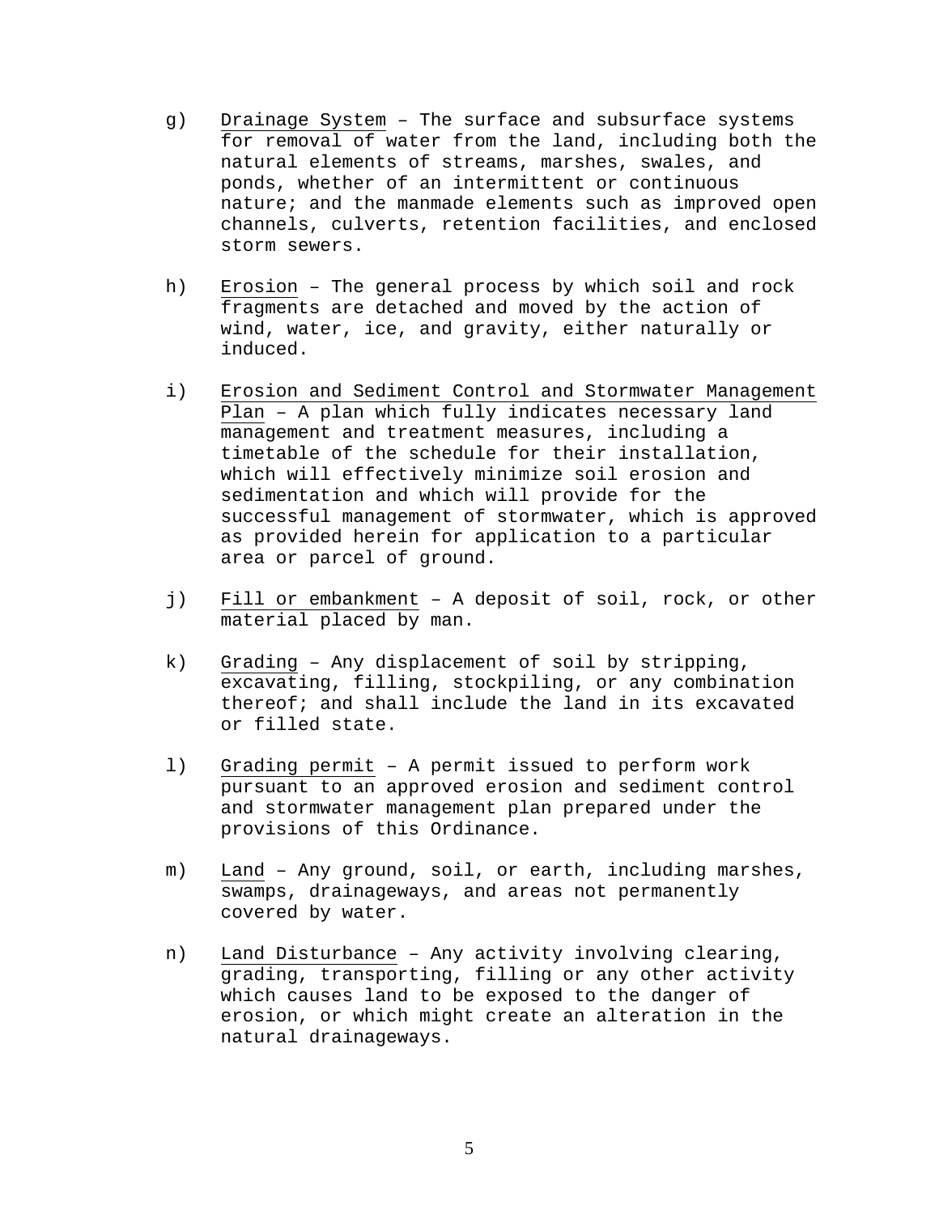g) <u>Drainage System</u> – The surface and subsurface systems for removal of water from the land, including both the natural elements of streams, marshes, swales, and ponds, whether of an intermittent or continuous nature; and the manmade elements such as improved open channels, culverts, retention facilities, and enclosed storm sewers.

h) <u>Erosion</u> – The general process by which soil and rock fragments are detached and moved by the action of wind, water, ice, and gravity, either naturally or induced.

i) <u>Erosion and Sediment Control and Stormwater Management Plan</u> – A plan which fully indicates necessary land management and treatment measures, including a timetable of the schedule for their installation, which will effectively minimize soil erosion and sedimentation and which will provide for the successful management of stormwater, which is approved as provided herein for application to a particular area or parcel of ground.

j) <u>Fill or embankment</u> – A deposit of soil, rock, or other material placed by man.

k) <u>Grading</u> – Any displacement of soil by stripping, excavating, filling, stockpiling, or any combination thereof; and shall include the land in its excavated or filled state.

l) <u>Grading permit</u> – A permit issued to perform work pursuant to an approved erosion and sediment control and stormwater management plan prepared under the provisions of this Ordinance.

m) <u>Land</u> – Any ground, soil, or earth, including marshes, swamps, drainageways, and areas not permanently covered by water.

n) <u>Land Disturbance</u> – Any activity involving clearing, grading, transporting, filling or any other activity which causes land to be exposed to the danger of erosion, or which might create an alteration in the natural drainageways.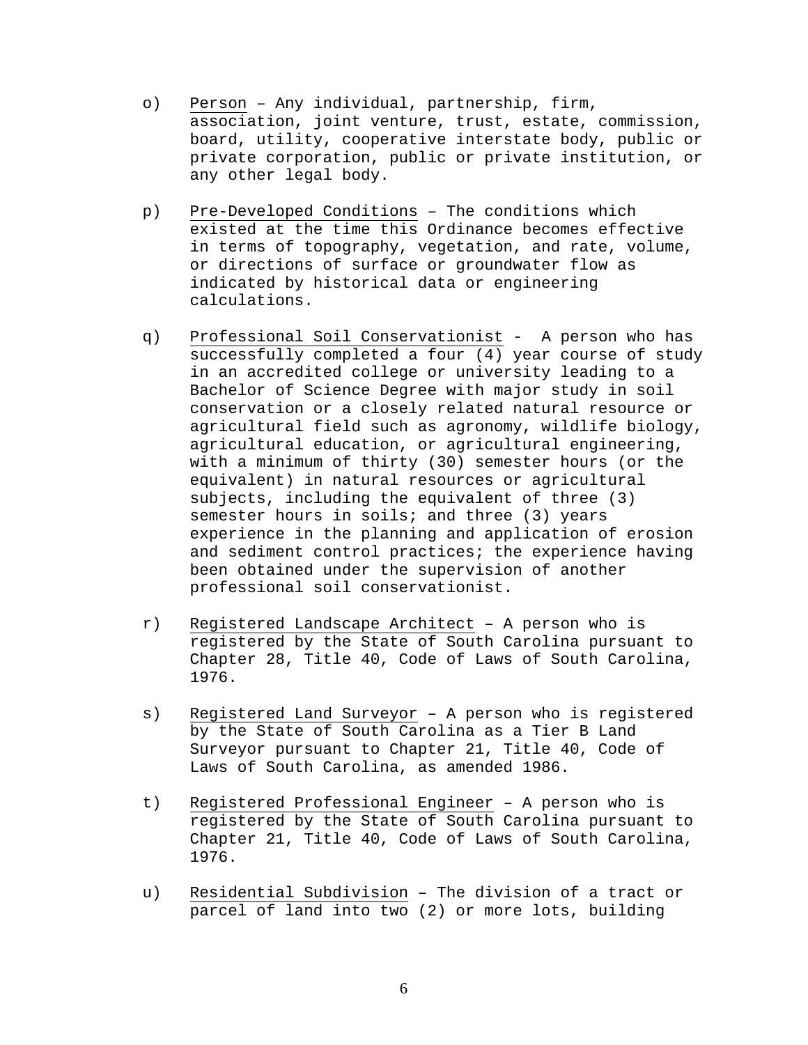o) Person – Any individual, partnership, firm, association, joint venture, trust, estate, commission, board, utility, cooperative interstate body, public or private corporation, public or private institution, or any other legal body.

p) Pre-Developed Conditions – The conditions which existed at the time this Ordinance becomes effective in terms of topography, vegetation, and rate, volume, or directions of surface or groundwater flow as indicated by historical data or engineering calculations.

q) Professional Soil Conservationist - A person who has successfully completed a four (4) year course of study in an accredited college or university leading to a Bachelor of Science Degree with major study in soil conservation or a closely related natural resource or agricultural field such as agronomy, wildlife biology, agricultural education, or agricultural engineering, with a minimum of thirty (30) semester hours (or the equivalent) in natural resources or agricultural subjects, including the equivalent of three (3) semester hours in soils; and three (3) years experience in the planning and application of erosion and sediment control practices; the experience having been obtained under the supervision of another professional soil conservationist.

r) Registered Landscape Architect – A person who is registered by the State of South Carolina pursuant to Chapter 28, Title 40, Code of Laws of South Carolina, 1976.

s) Registered Land Surveyor – A person who is registered by the State of South Carolina as a Tier B Land Surveyor pursuant to Chapter 21, Title 40, Code of Laws of South Carolina, as amended 1986.

t) Registered Professional Engineer – A person who is registered by the State of South Carolina pursuant to Chapter 21, Title 40, Code of Laws of South Carolina, 1976.

u) Residential Subdivision – The division of a tract or parcel of land into two (2) or more lots, building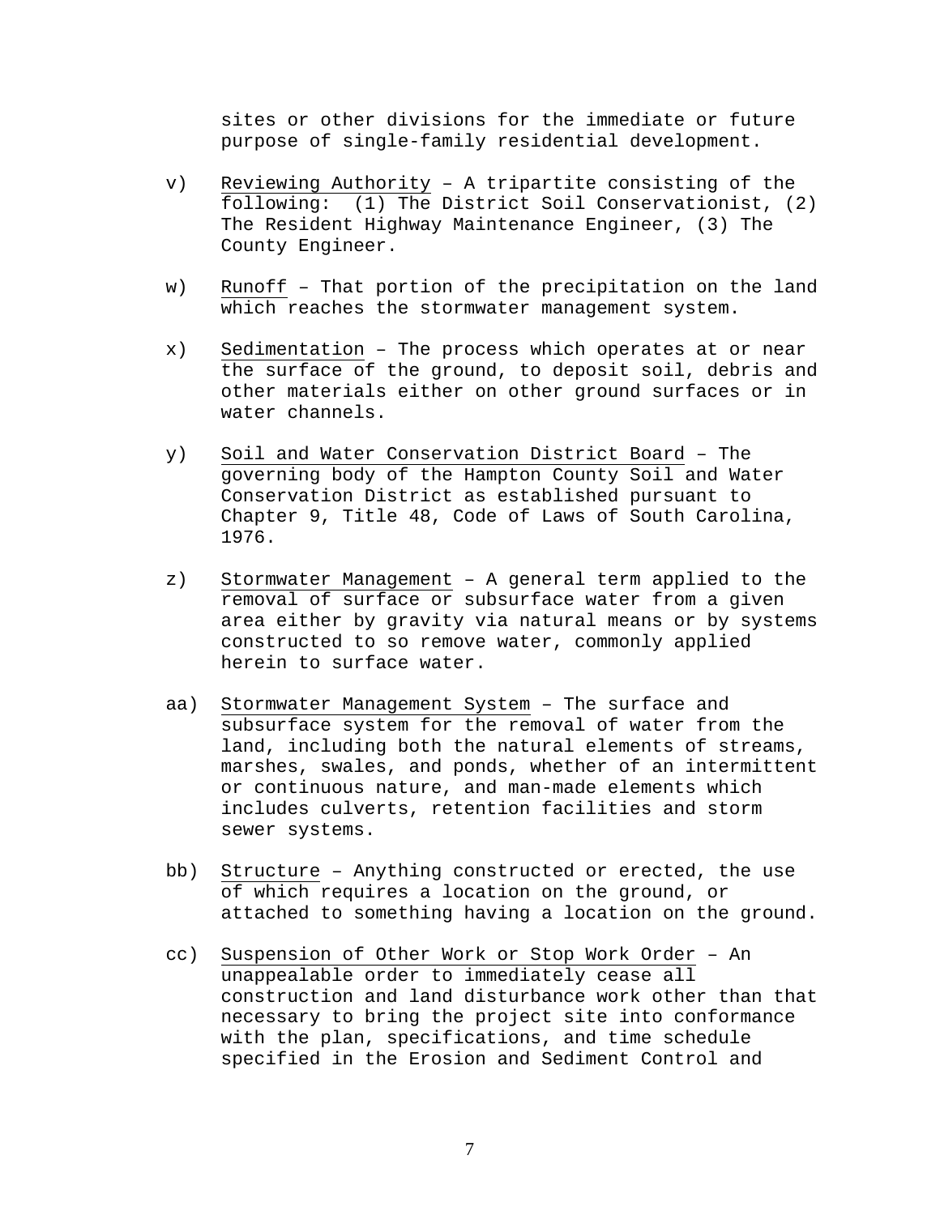sites or other divisions for the immediate or future purpose of single-family residential development.

v) <u>Reviewing Authority</u> – A tripartite consisting of the following: (1) The District Soil Conservationist, (2) The Resident Highway Maintenance Engineer, (3) The County Engineer.

w) <u>Runoff</u> – That portion of the precipitation on the land which reaches the stormwater management system.

x) <u>Sedimentation</u> – The process which operates at or near the surface of the ground, to deposit soil, debris and other materials either on other ground surfaces or in water channels.

y) <u>Soil and Water Conservation District Board</u> – The governing body of the Hampton County Soil and Water Conservation District as established pursuant to Chapter 9, Title 48, Code of Laws of South Carolina, 1976.

z) <u>Stormwater Management</u> – A general term applied to the removal of surface or subsurface water from a given area either by gravity via natural means or by systems constructed to so remove water, commonly applied herein to surface water.

aa) <u>Stormwater Management System</u> – The surface and subsurface system for the removal of water from the land, including both the natural elements of streams, marshes, swales, and ponds, whether of an intermittent or continuous nature, and man-made elements which includes culverts, retention facilities and storm sewer systems.

bb) <u>Structure</u> – Anything constructed or erected, the use of which requires a location on the ground, or attached to something having a location on the ground.

cc) <u>Suspension of Other Work or Stop Work Order</u> – An unappealable order to immediately cease all construction and land disturbance work other than that necessary to bring the project site into conformance with the plan, specifications, and time schedule specified in the Erosion and Sediment Control and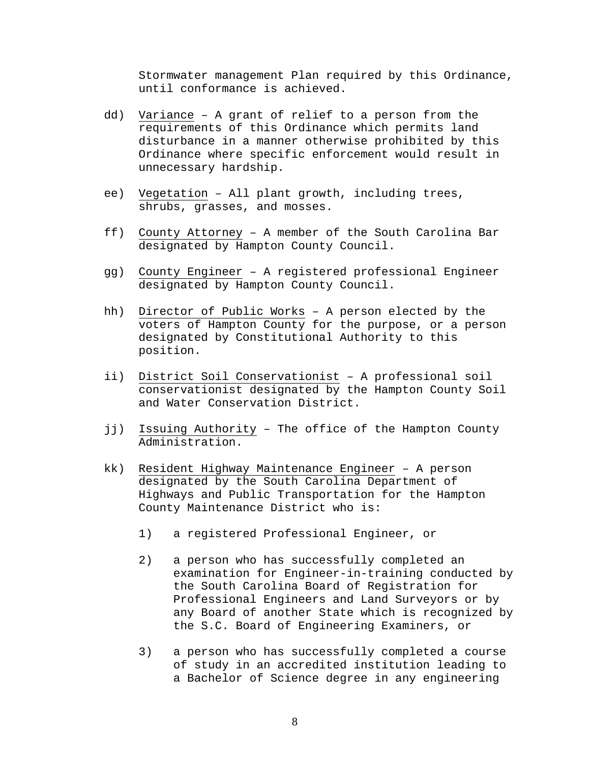Stormwater management Plan required by this Ordinance, until conformance is achieved.

dd) Variance – A grant of relief to a person from the requirements of this Ordinance which permits land disturbance in a manner otherwise prohibited by this Ordinance where specific enforcement would result in unnecessary hardship.

ee) Vegetation – All plant growth, including trees, shrubs, grasses, and mosses.

ff) County Attorney – A member of the South Carolina Bar designated by Hampton County Council.

gg) County Engineer – A registered professional Engineer designated by Hampton County Council.

hh) Director of Public Works – A person elected by the voters of Hampton County for the purpose, or a person designated by Constitutional Authority to this position.

ii) District Soil Conservationist – A professional soil conservationist designated by the Hampton County Soil and Water Conservation District.

jj) Issuing Authority – The office of the Hampton County Administration.

kk) Resident Highway Maintenance Engineer – A person designated by the South Carolina Department of Highways and Public Transportation for the Hampton County Maintenance District who is:

1) a registered Professional Engineer, or

2) a person who has successfully completed an examination for Engineer-in-training conducted by the South Carolina Board of Registration for Professional Engineers and Land Surveyors or by any Board of another State which is recognized by the S.C. Board of Engineering Examiners, or

3) a person who has successfully completed a course of study in an accredited institution leading to a Bachelor of Science degree in any engineering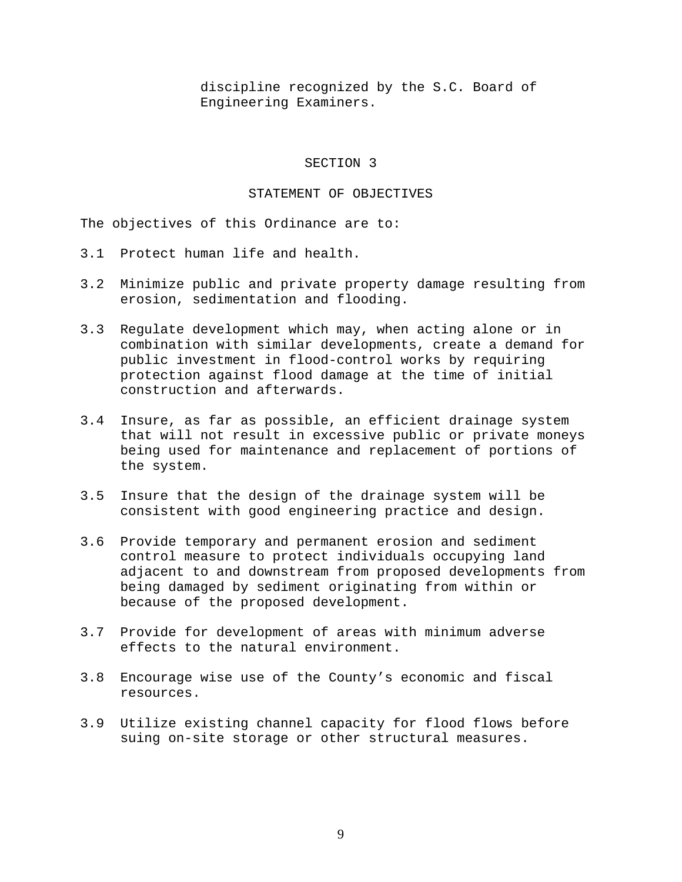discipline recognized by the S.C. Board of Engineering Examiners.

## SECTION 3

## STATEMENT OF OBJECTIVES

The objectives of this Ordinance are to:

3.1 Protect human life and health.

3.2 Minimize public and private property damage resulting from erosion, sedimentation and flooding.

3.3 Regulate development which may, when acting alone or in combination with similar developments, create a demand for public investment in flood-control works by requiring protection against flood damage at the time of initial construction and afterwards.

3.4 Insure, as far as possible, an efficient drainage system that will not result in excessive public or private moneys being used for maintenance and replacement of portions of the system.

3.5 Insure that the design of the drainage system will be consistent with good engineering practice and design.

3.6 Provide temporary and permanent erosion and sediment control measure to protect individuals occupying land adjacent to and downstream from proposed developments from being damaged by sediment originating from within or because of the proposed development.

3.7 Provide for development of areas with minimum adverse effects to the natural environment.

3.8 Encourage wise use of the County's economic and fiscal resources.

3.9 Utilize existing channel capacity for flood flows before suing on-site storage or other structural measures.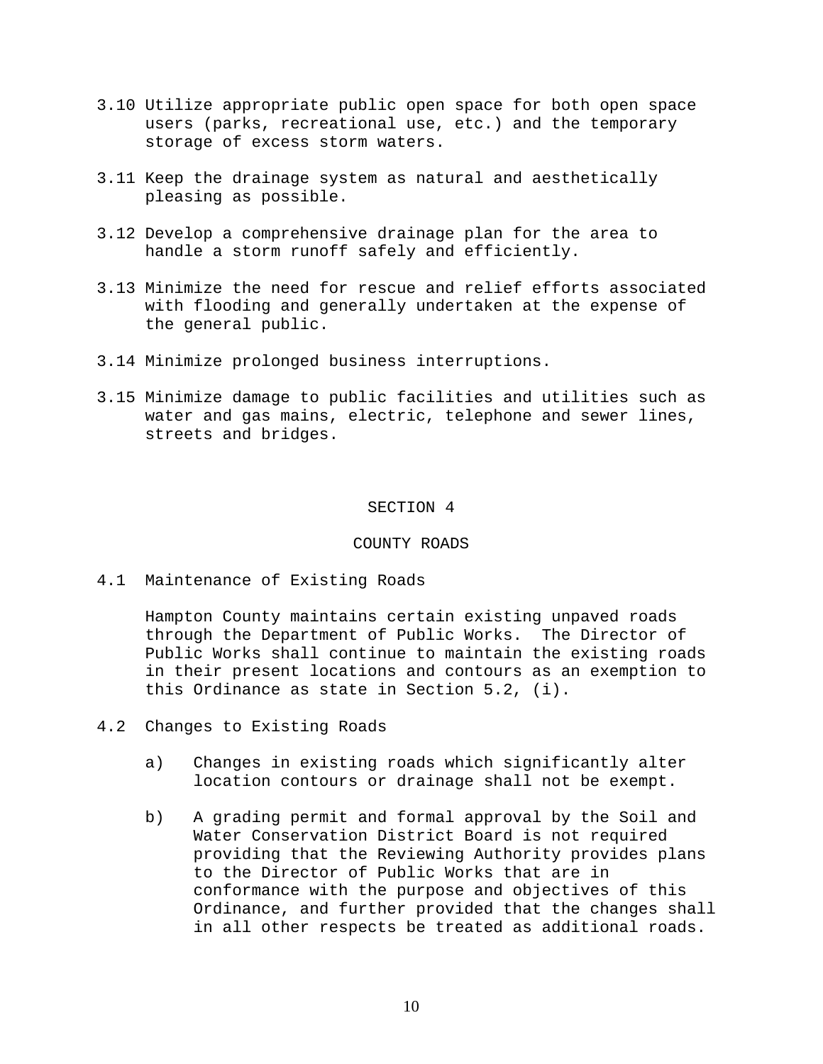3.10 Utilize appropriate public open space for both open space users (parks, recreational use, etc.) and the temporary storage of excess storm waters.

3.11 Keep the drainage system as natural and aesthetically pleasing as possible.

3.12 Develop a comprehensive drainage plan for the area to handle a storm runoff safely and efficiently.

3.13 Minimize the need for rescue and relief efforts associated with flooding and generally undertaken at the expense of the general public.

3.14 Minimize prolonged business interruptions.

3.15 Minimize damage to public facilities and utilities such as water and gas mains, electric, telephone and sewer lines, streets and bridges.

# SECTION 4

# COUNTY ROADS

4.1 Maintenance of Existing Roads

Hampton County maintains certain existing unpaved roads through the Department of Public Works. The Director of Public Works shall continue to maintain the existing roads in their present locations and contours as an exemption to this Ordinance as state in Section 5.2, (i).

4.2 Changes to Existing Roads

a) Changes in existing roads which significantly alter location contours or drainage shall not be exempt.

b) A grading permit and formal approval by the Soil and Water Conservation District Board is not required providing that the Reviewing Authority provides plans to the Director of Public Works that are in conformance with the purpose and objectives of this Ordinance, and further provided that the changes shall in all other respects be treated as additional roads.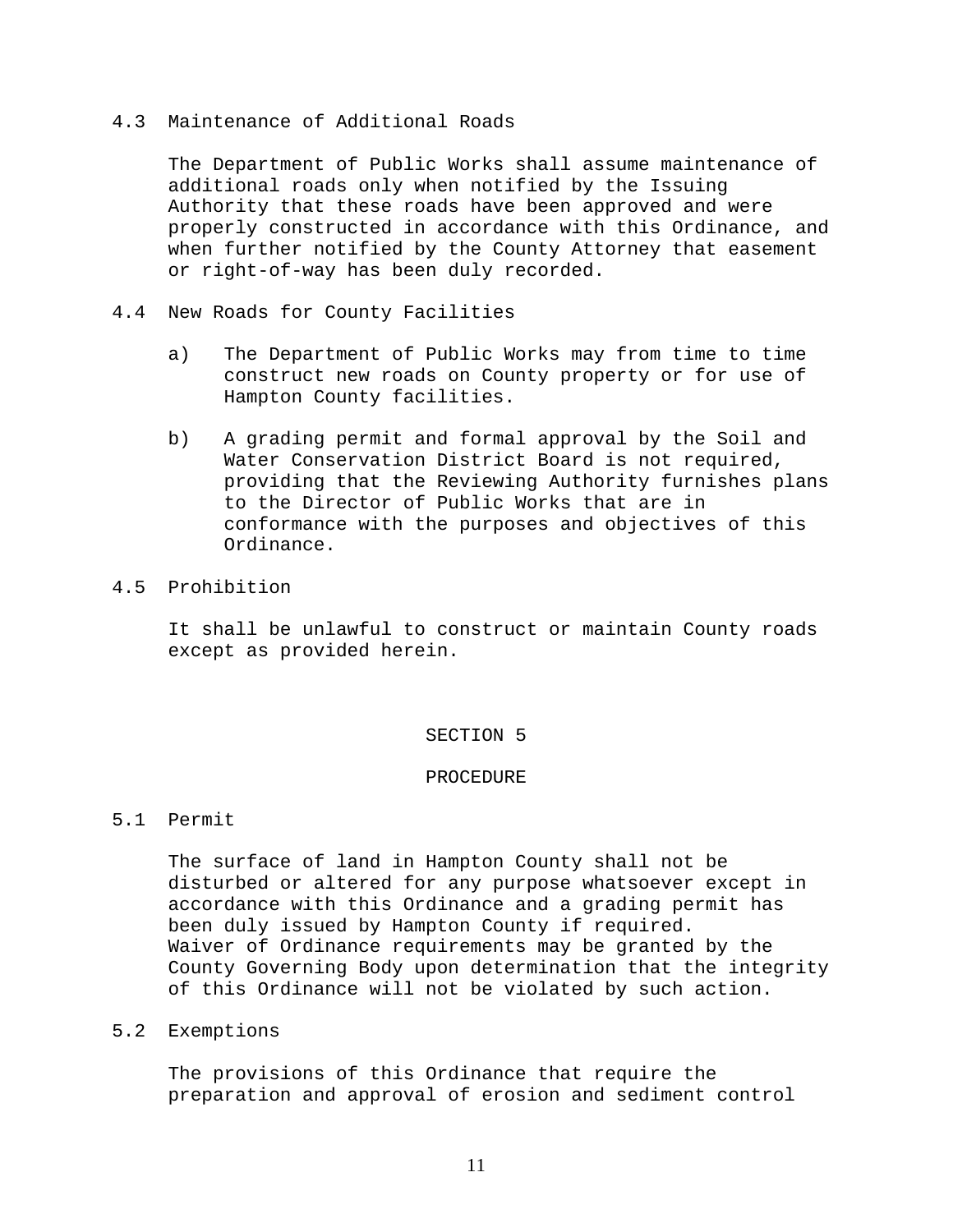### 4.3 Maintenance of Additional Roads

The Department of Public Works shall assume maintenance of additional roads only when notified by the Issuing Authority that these roads have been approved and were properly constructed in accordance with this Ordinance, and when further notified by the County Attorney that easement or right-of-way has been duly recorded.

### 4.4 New Roads for County Facilities

a) The Department of Public Works may from time to time construct new roads on County property or for use of Hampton County facilities.

b) A grading permit and formal approval by the Soil and Water Conservation District Board is not required, providing that the Reviewing Authority furnishes plans to the Director of Public Works that are in conformance with the purposes and objectives of this Ordinance.

### 4.5 Prohibition

It shall be unlawful to construct or maintain County roads except as provided herein.

## SECTION 5

## PROCEDURE

### 5.1 Permit

The surface of land in Hampton County shall not be disturbed or altered for any purpose whatsoever except in accordance with this Ordinance and a grading permit has been duly issued by Hampton County if required. Waiver of Ordinance requirements may be granted by the County Governing Body upon determination that the integrity of this Ordinance will not be violated by such action.

### 5.2 Exemptions

The provisions of this Ordinance that require the preparation and approval of erosion and sediment control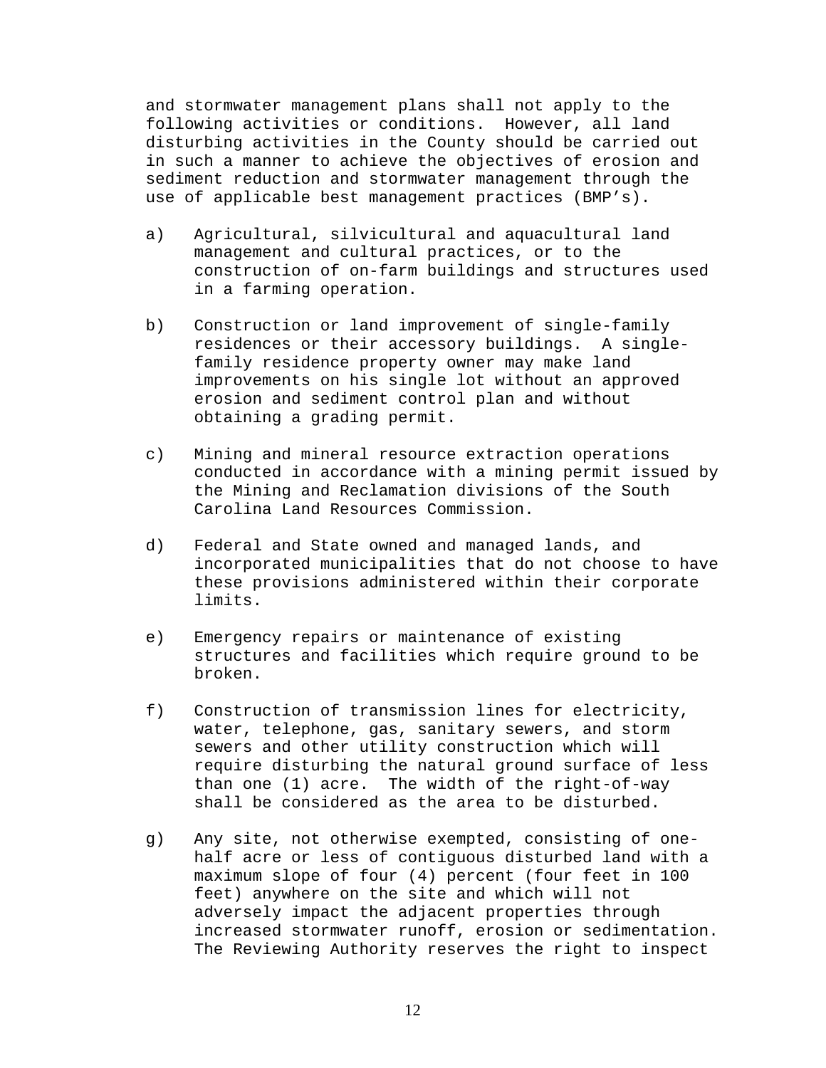and stormwater management plans shall not apply to the following activities or conditions. However, all land disturbing activities in the County should be carried out in such a manner to achieve the objectives of erosion and sediment reduction and stormwater management through the use of applicable best management practices (BMP's).

a) Agricultural, silvicultural and aquacultural land management and cultural practices, or to the construction of on-farm buildings and structures used in a farming operation.

b) Construction or land improvement of single-family residences or their accessory buildings. A single-family residence property owner may make land improvements on his single lot without an approved erosion and sediment control plan and without obtaining a grading permit.

c) Mining and mineral resource extraction operations conducted in accordance with a mining permit issued by the Mining and Reclamation divisions of the South Carolina Land Resources Commission.

d) Federal and State owned and managed lands, and incorporated municipalities that do not choose to have these provisions administered within their corporate limits.

e) Emergency repairs or maintenance of existing structures and facilities which require ground to be broken.

f) Construction of transmission lines for electricity, water, telephone, gas, sanitary sewers, and storm sewers and other utility construction which will require disturbing the natural ground surface of less than one (1) acre. The width of the right-of-way shall be considered as the area to be disturbed.

g) Any site, not otherwise exempted, consisting of one-half acre or less of contiguous disturbed land with a maximum slope of four (4) percent (four feet in 100 feet) anywhere on the site and which will not adversely impact the adjacent properties through increased stormwater runoff, erosion or sedimentation. The Reviewing Authority reserves the right to inspect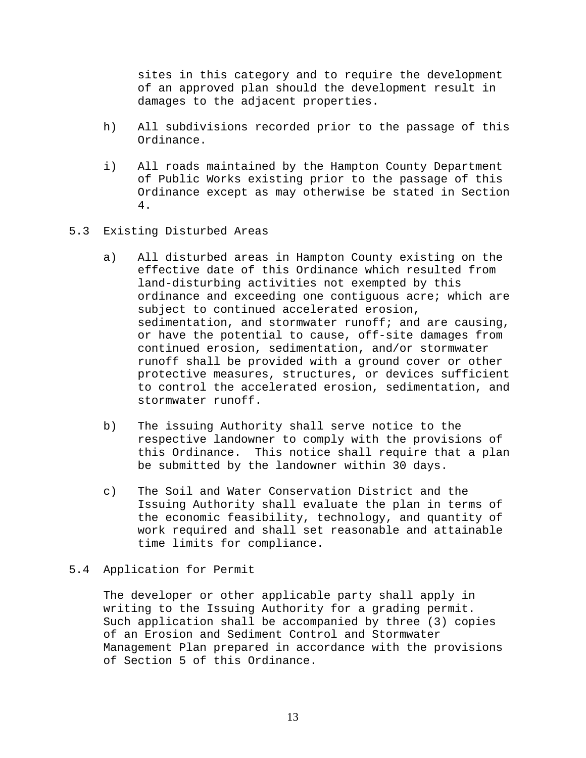sites in this category and to require the development of an approved plan should the development result in damages to the adjacent properties.

h) All subdivisions recorded prior to the passage of this Ordinance.

i) All roads maintained by the Hampton County Department of Public Works existing prior to the passage of this Ordinance except as may otherwise be stated in Section 4.

5.3 Existing Disturbed Areas

a) All disturbed areas in Hampton County existing on the effective date of this Ordinance which resulted from land-disturbing activities not exempted by this ordinance and exceeding one contiguous acre; which are subject to continued accelerated erosion, sedimentation, and stormwater runoff; and are causing, or have the potential to cause, off-site damages from continued erosion, sedimentation, and/or stormwater runoff shall be provided with a ground cover or other protective measures, structures, or devices sufficient to control the accelerated erosion, sedimentation, and stormwater runoff.

b) The issuing Authority shall serve notice to the respective landowner to comply with the provisions of this Ordinance. This notice shall require that a plan be submitted by the landowner within 30 days.

c) The Soil and Water Conservation District and the Issuing Authority shall evaluate the plan in terms of the economic feasibility, technology, and quantity of work required and shall set reasonable and attainable time limits for compliance.

5.4 Application for Permit

The developer or other applicable party shall apply in writing to the Issuing Authority for a grading permit. Such application shall be accompanied by three (3) copies of an Erosion and Sediment Control and Stormwater Management Plan prepared in accordance with the provisions of Section 5 of this Ordinance.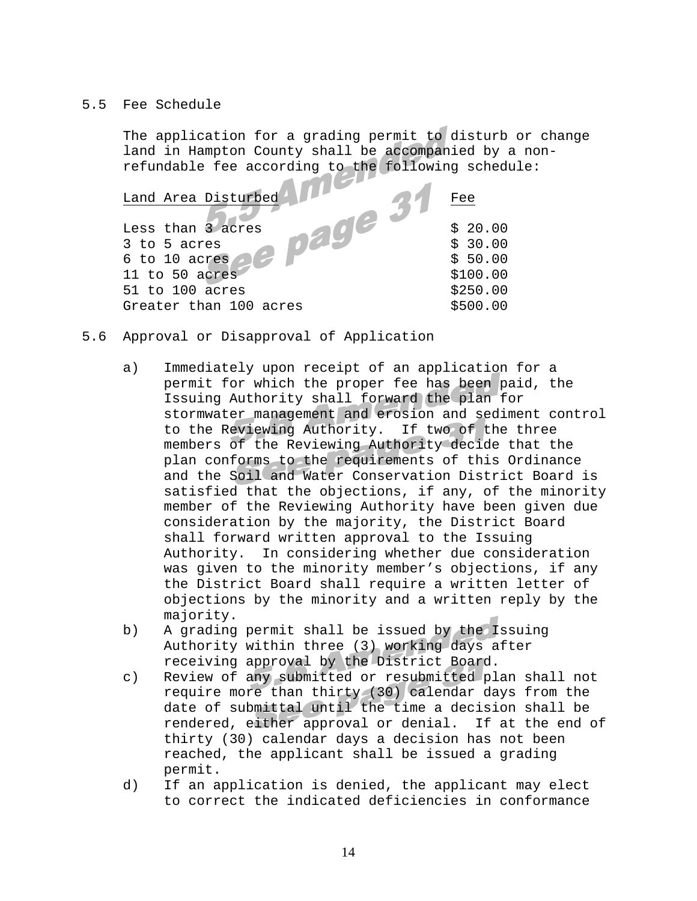## 5.5 Fee Schedule

The application for a grading permit to disturb or change land in Hampton County shall be accompanied by a non-refundable fee according to the following schedule:

| Land Area Disturbed | Fee |
|---|---|
| Less than 3 acres | $ 20.00 |
| 3 to 5 acres | $ 30.00 |
| 6 to 10 acres | $ 50.00 |
| 11 to 50 acres | $100.00 |
| 51 to 100 acres | $250.00 |
| Greater than 100 acres | $500.00 |

5.5 Amended See page 31

## 5.6 Approval or Disapproval of Application

5.6 Amended See page 31

a) Immediately upon receipt of an application for a permit for which the proper fee has been paid, the Issuing Authority shall forward the plan for stormwater management and erosion and sediment control to the Reviewing Authority. If two of the three members of the Reviewing Authority decide that the plan conforms to the requirements of this Ordinance and the Soil and Water Conservation District Board is satisfied that the objections, if any, of the minority member of the Reviewing Authority have been given due consideration by the majority, the District Board shall forward written approval to the Issuing Authority. In considering whether due consideration was given to the minority member's objections, if any the District Board shall require a written letter of objections by the minority and a written reply by the majority.

b) A grading permit shall be issued by the Issuing Authority within three (3) working days after receiving approval by the District Board.

c) Review of any submitted or resubmitted plan shall not require more than thirty (30) calendar days from the date of submittal until the time a decision shall be rendered, either approval or denial. If at the end of thirty (30) calendar days a decision has not been reached, the applicant shall be issued a grading permit.

d) If an application is denied, the applicant may elect to correct the indicated deficiencies in conformance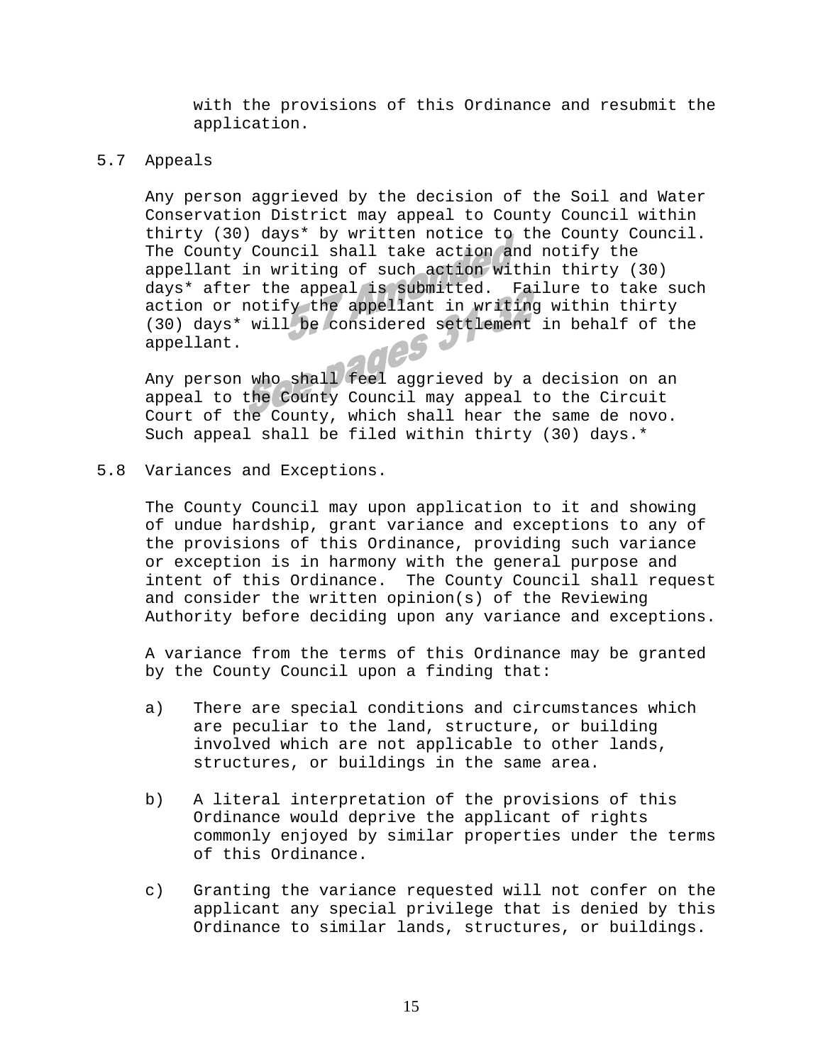with the provisions of this Ordinance and resubmit the application.

## 5.7 Appeals

*5.7 Amended See pages 31-32*

Any person aggrieved by the decision of the Soil and Water Conservation District may appeal to County Council within thirty (30) days* by written notice to the County Council. The County Council shall take action and notify the appellant in writing of such action within thirty (30) days* after the appeal is submitted. Failure to take such action or notify the appellant in writing within thirty (30) days* will be considered settlement in behalf of the appellant.

Any person who shall feel aggrieved by a decision on an appeal to the County Council may appeal to the Circuit Court of the County, which shall hear the same de novo. Such appeal shall be filed within thirty (30) days.*

## 5.8 Variances and Exceptions.

The County Council may upon application to it and showing of undue hardship, grant variance and exceptions to any of the provisions of this Ordinance, providing such variance or exception is in harmony with the general purpose and intent of this Ordinance. The County Council shall request and consider the written opinion(s) of the Reviewing Authority before deciding upon any variance and exceptions.

A variance from the terms of this Ordinance may be granted by the County Council upon a finding that:

a) There are special conditions and circumstances which are peculiar to the land, structure, or building involved which are not applicable to other lands, structures, or buildings in the same area.

b) A literal interpretation of the provisions of this Ordinance would deprive the applicant of rights commonly enjoyed by similar properties under the terms of this Ordinance.

c) Granting the variance requested will not confer on the applicant any special privilege that is denied by this Ordinance to similar lands, structures, or buildings.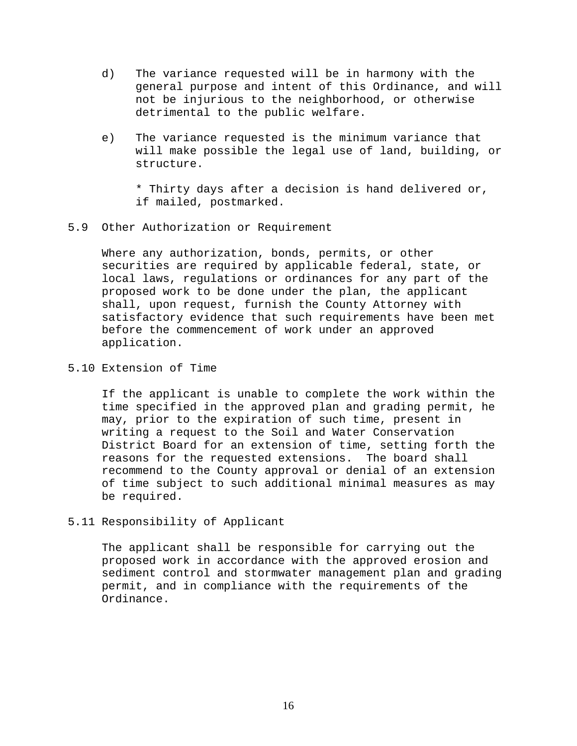d) The variance requested will be in harmony with the general purpose and intent of this Ordinance, and will not be injurious to the neighborhood, or otherwise detrimental to the public welfare.

e) The variance requested is the minimum variance that will make possible the legal use of land, building, or structure.

   * Thirty days after a decision is hand delivered or, if mailed, postmarked.

### 5.9 Other Authorization or Requirement

Where any authorization, bonds, permits, or other securities are required by applicable federal, state, or local laws, regulations or ordinances for any part of the proposed work to be done under the plan, the applicant shall, upon request, furnish the County Attorney with satisfactory evidence that such requirements have been met before the commencement of work under an approved application.

### 5.10 Extension of Time

If the applicant is unable to complete the work within the time specified in the approved plan and grading permit, he may, prior to the expiration of such time, present in writing a request to the Soil and Water Conservation District Board for an extension of time, setting forth the reasons for the requested extensions. The board shall recommend to the County approval or denial of an extension of time subject to such additional minimal measures as may be required.

### 5.11 Responsibility of Applicant

The applicant shall be responsible for carrying out the proposed work in accordance with the approved erosion and sediment control and stormwater management plan and grading permit, and in compliance with the requirements of the Ordinance.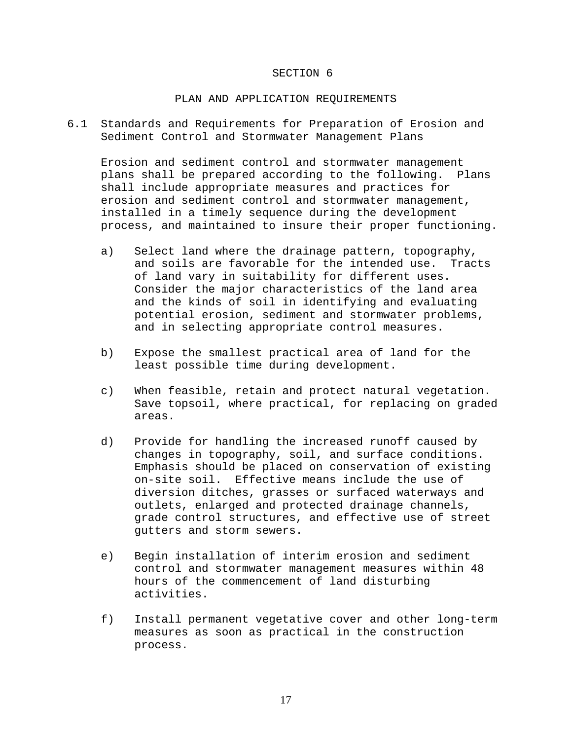# SECTION 6

## PLAN AND APPLICATION REQUIREMENTS

### 6.1 Standards and Requirements for Preparation of Erosion and Sediment Control and Stormwater Management Plans

Erosion and sediment control and stormwater management plans shall be prepared according to the following. Plans shall include appropriate measures and practices for erosion and sediment control and stormwater management, installed in a timely sequence during the development process, and maintained to insure their proper functioning.

a) Select land where the drainage pattern, topography, and soils are favorable for the intended use. Tracts of land vary in suitability for different uses. Consider the major characteristics of the land area and the kinds of soil in identifying and evaluating potential erosion, sediment and stormwater problems, and in selecting appropriate control measures.

b) Expose the smallest practical area of land for the least possible time during development.

c) When feasible, retain and protect natural vegetation. Save topsoil, where practical, for replacing on graded areas.

d) Provide for handling the increased runoff caused by changes in topography, soil, and surface conditions. Emphasis should be placed on conservation of existing on-site soil. Effective means include the use of diversion ditches, grasses or surfaced waterways and outlets, enlarged and protected drainage channels, grade control structures, and effective use of street gutters and storm sewers.

e) Begin installation of interim erosion and sediment control and stormwater management measures within 48 hours of the commencement of land disturbing activities.

f) Install permanent vegetative cover and other long-term measures as soon as practical in the construction process.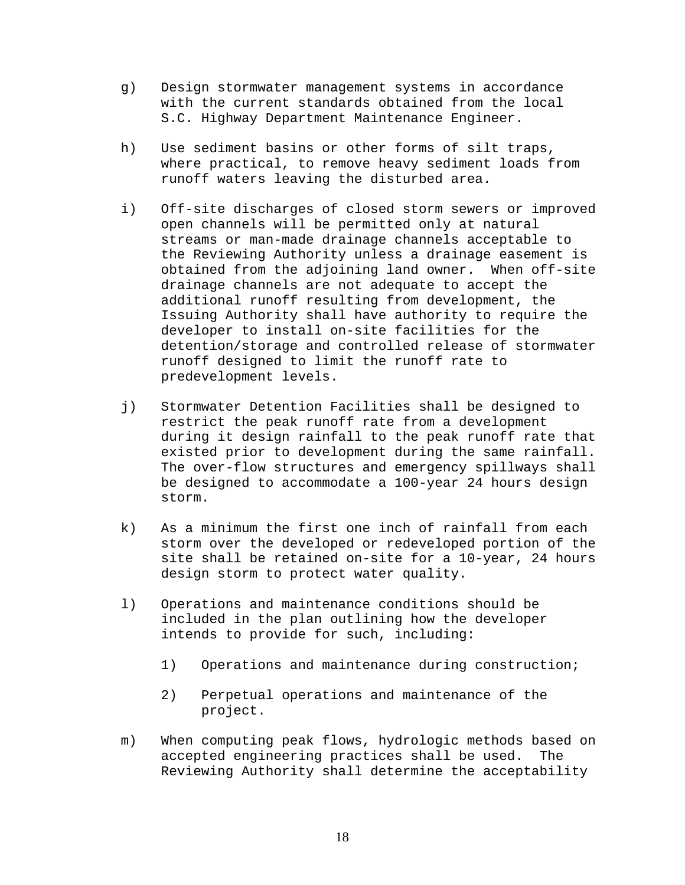g) Design stormwater management systems in accordance with the current standards obtained from the local S.C. Highway Department Maintenance Engineer.

h) Use sediment basins or other forms of silt traps, where practical, to remove heavy sediment loads from runoff waters leaving the disturbed area.

i) Off-site discharges of closed storm sewers or improved open channels will be permitted only at natural streams or man-made drainage channels acceptable to the Reviewing Authority unless a drainage easement is obtained from the adjoining land owner. When off-site drainage channels are not adequate to accept the additional runoff resulting from development, the Issuing Authority shall have authority to require the developer to install on-site facilities for the detention/storage and controlled release of stormwater runoff designed to limit the runoff rate to predevelopment levels.

j) Stormwater Detention Facilities shall be designed to restrict the peak runoff rate from a development during it design rainfall to the peak runoff rate that existed prior to development during the same rainfall. The over-flow structures and emergency spillways shall be designed to accommodate a 100-year 24 hours design storm.

k) As a minimum the first one inch of rainfall from each storm over the developed or redeveloped portion of the site shall be retained on-site for a 10-year, 24 hours design storm to protect water quality.

l) Operations and maintenance conditions should be included in the plan outlining how the developer intends to provide for such, including:

   1) Operations and maintenance during construction;

   2) Perpetual operations and maintenance of the project.

m) When computing peak flows, hydrologic methods based on accepted engineering practices shall be used. The Reviewing Authority shall determine the acceptability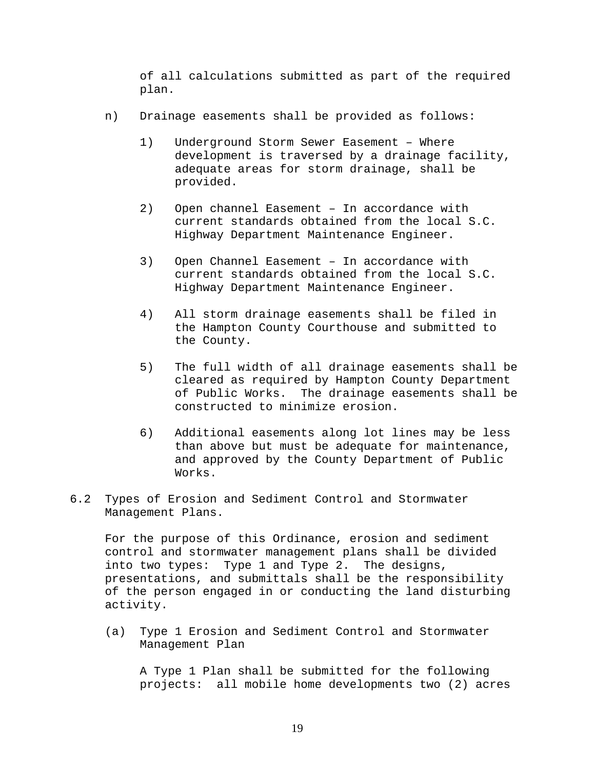of all calculations submitted as part of the required plan.

n) Drainage easements shall be provided as follows:

   1) Underground Storm Sewer Easement – Where development is traversed by a drainage facility, adequate areas for storm drainage, shall be provided.

   2) Open channel Easement – In accordance with current standards obtained from the local S.C. Highway Department Maintenance Engineer.

   3) Open Channel Easement – In accordance with current standards obtained from the local S.C. Highway Department Maintenance Engineer.

   4) All storm drainage easements shall be filed in the Hampton County Courthouse and submitted to the County.

   5) The full width of all drainage easements shall be cleared as required by Hampton County Department of Public Works. The drainage easements shall be constructed to minimize erosion.

   6) Additional easements along lot lines may be less than above but must be adequate for maintenance, and approved by the County Department of Public Works.

## 6.2 Types of Erosion and Sediment Control and Stormwater Management Plans.

For the purpose of this Ordinance, erosion and sediment control and stormwater management plans shall be divided into two types: Type 1 and Type 2. The designs, presentations, and submittals shall be the responsibility of the person engaged in or conducting the land disturbing activity.

(a) Type 1 Erosion and Sediment Control and Stormwater Management Plan

   A Type 1 Plan shall be submitted for the following projects: all mobile home developments two (2) acres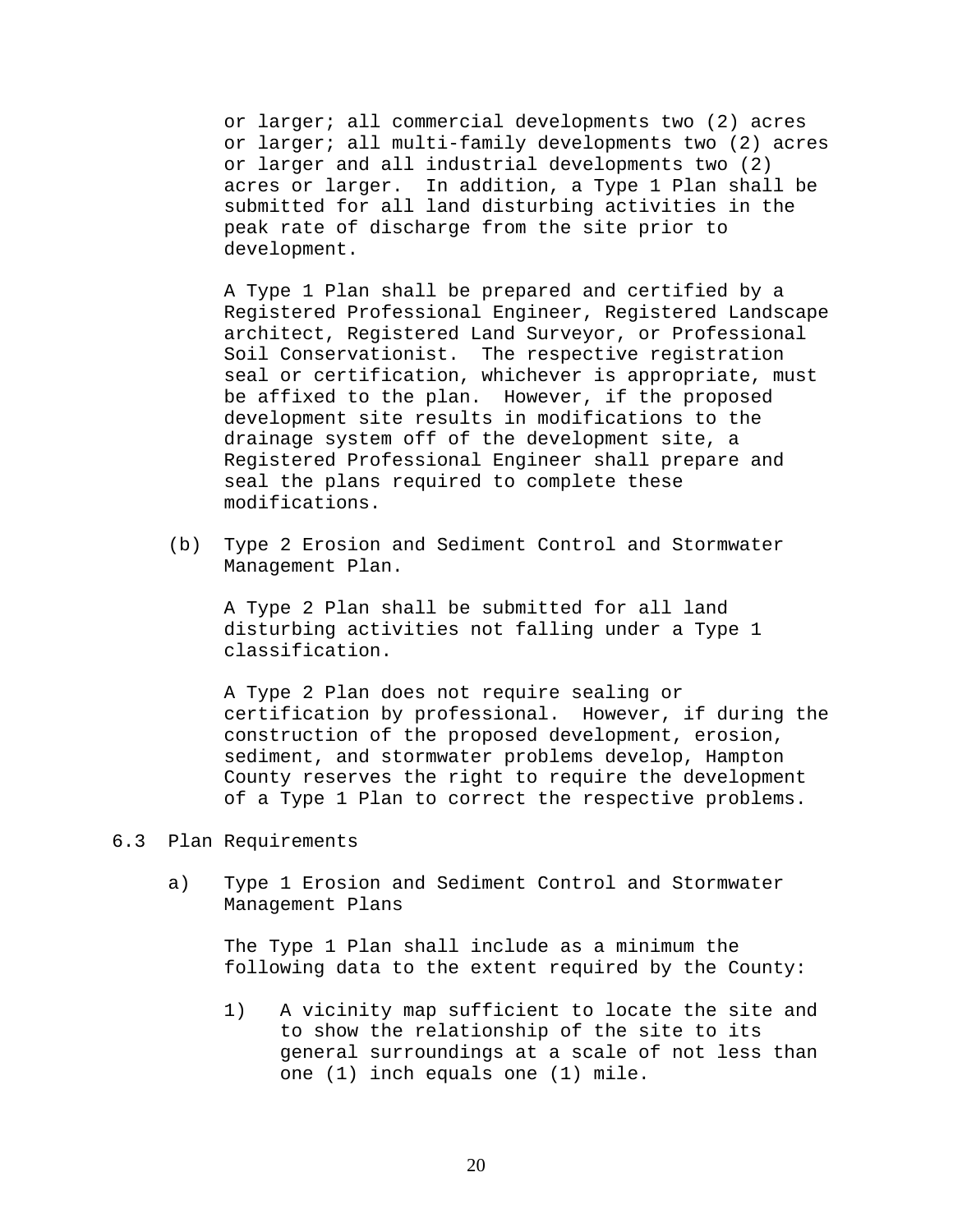or larger; all commercial developments two (2) acres or larger; all multi-family developments two (2) acres or larger and all industrial developments two (2) acres or larger. In addition, a Type 1 Plan shall be submitted for all land disturbing activities in the peak rate of discharge from the site prior to development.

A Type 1 Plan shall be prepared and certified by a Registered Professional Engineer, Registered Landscape architect, Registered Land Surveyor, or Professional Soil Conservationist. The respective registration seal or certification, whichever is appropriate, must be affixed to the plan. However, if the proposed development site results in modifications to the drainage system off of the development site, a Registered Professional Engineer shall prepare and seal the plans required to complete these modifications.

(b) Type 2 Erosion and Sediment Control and Stormwater Management Plan.

A Type 2 Plan shall be submitted for all land disturbing activities not falling under a Type 1 classification.

A Type 2 Plan does not require sealing or certification by professional. However, if during the construction of the proposed development, erosion, sediment, and stormwater problems develop, Hampton County reserves the right to require the development of a Type 1 Plan to correct the respective problems.

6.3 Plan Requirements

a) Type 1 Erosion and Sediment Control and Stormwater Management Plans

The Type 1 Plan shall include as a minimum the following data to the extent required by the County:

1) A vicinity map sufficient to locate the site and to show the relationship of the site to its general surroundings at a scale of not less than one (1) inch equals one (1) mile.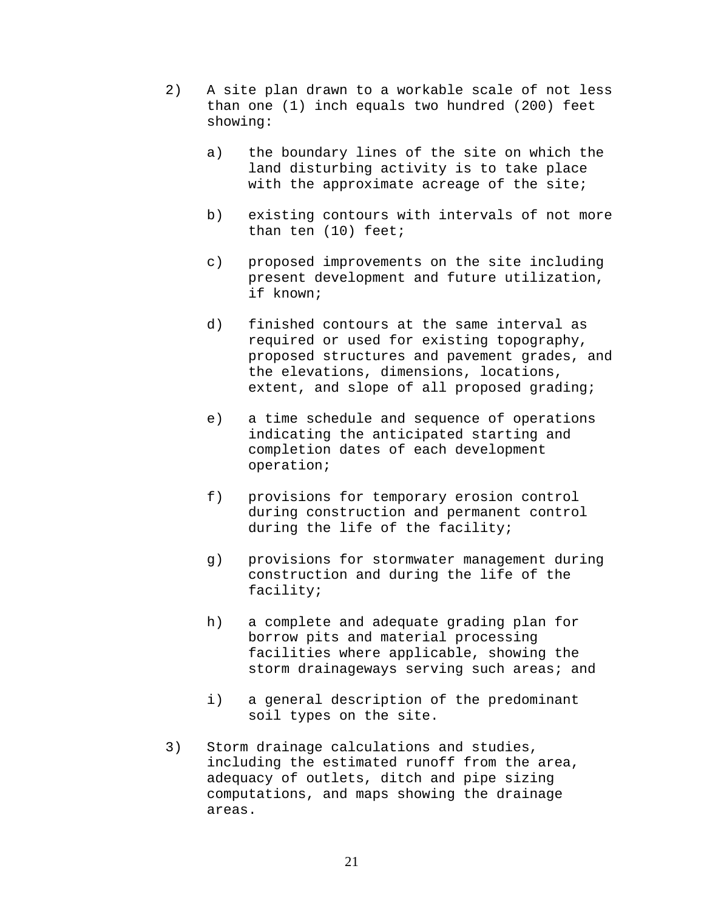2) A site plan drawn to a workable scale of not less than one (1) inch equals two hundred (200) feet showing:

   a) the boundary lines of the site on which the land disturbing activity is to take place with the approximate acreage of the site;

   b) existing contours with intervals of not more than ten (10) feet;

   c) proposed improvements on the site including present development and future utilization, if known;

   d) finished contours at the same interval as required or used for existing topography, proposed structures and pavement grades, and the elevations, dimensions, locations, extent, and slope of all proposed grading;

   e) a time schedule and sequence of operations indicating the anticipated starting and completion dates of each development operation;

   f) provisions for temporary erosion control during construction and permanent control during the life of the facility;

   g) provisions for stormwater management during construction and during the life of the facility;

   h) a complete and adequate grading plan for borrow pits and material processing facilities where applicable, showing the storm drainageways serving such areas; and

   i) a general description of the predominant soil types on the site.

3) Storm drainage calculations and studies, including the estimated runoff from the area, adequacy of outlets, ditch and pipe sizing computations, and maps showing the drainage areas.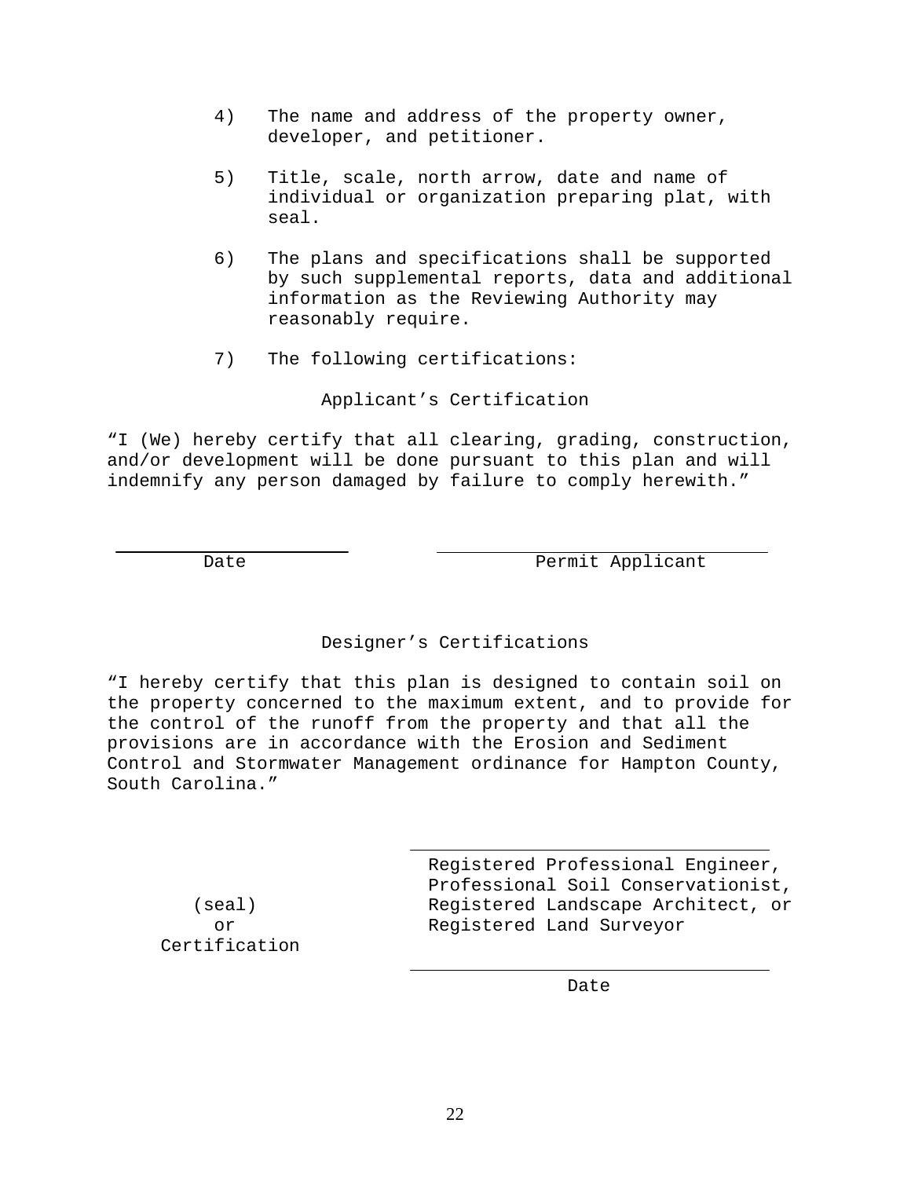4) The name and address of the property owner, developer, and petitioner.

5) Title, scale, north arrow, date and name of individual or organization preparing plat, with seal.

6) The plans and specifications shall be supported by such supplemental reports, data and additional information as the Reviewing Authority may reasonably require.

7) The following certifications:

Applicant’s Certification

“I (We) hereby certify that all clearing, grading, construction, and/or development will be done pursuant to this plan and will indemnify any person damaged by failure to comply herewith.”

\_\_\_\_\_\_\_\_\_\_\_\_\_\_\_\_\_\_\_\_\_\_\_\_ \_\_\_\_\_\_\_\_\_\_\_\_\_\_\_\_\_\_\_\_\_\_\_\_\_\_\_\_\_\_\_\_\_\_\_\_
Date Permit Applicant

Designer’s Certifications

“I hereby certify that this plan is designed to contain soil on the property concerned to the maximum extent, and to provide for the control of the runoff from the property and that all the provisions are in accordance with the Erosion and Sediment Control and Stormwater Management ordinance for Hampton County, South Carolina.”

\_\_\_\_\_\_\_\_\_\_\_\_\_\_\_\_\_\_\_\_\_\_\_\_\_\_\_\_\_\_\_\_\_\_\_\_
Registered Professional Engineer,
Professional Soil Conservationist,
Registered Landscape Architect, or
Registered Land Surveyor

(seal)
or
Certification

\_\_\_\_\_\_\_\_\_\_\_\_\_\_\_\_\_\_\_\_\_\_\_\_\_\_\_\_\_\_\_\_\_\_\_\_
Date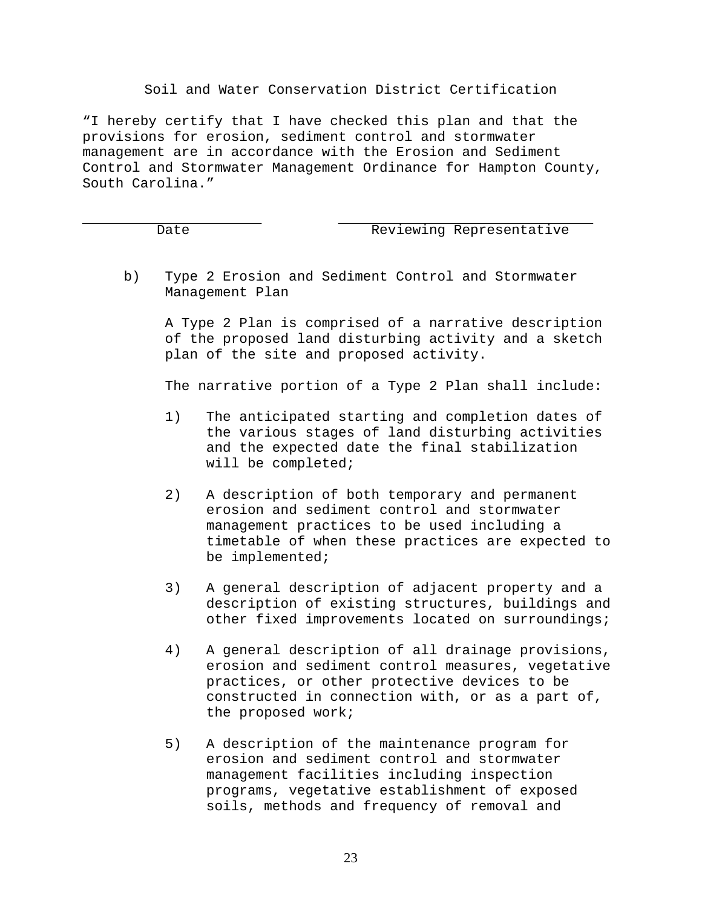Soil and Water Conservation District Certification

"I hereby certify that I have checked this plan and that the provisions for erosion, sediment control and stormwater management are in accordance with the Erosion and Sediment Control and Stormwater Management Ordinance for Hampton County, South Carolina."

| ______________________ | ______________________________ |
|---|---|
| Date | Reviewing Representative |

b) Type 2 Erosion and Sediment Control and Stormwater Management Plan

A Type 2 Plan is comprised of a narrative description of the proposed land disturbing activity and a sketch plan of the site and proposed activity.

The narrative portion of a Type 2 Plan shall include:

1) The anticipated starting and completion dates of the various stages of land disturbing activities and the expected date the final stabilization will be completed;

2) A description of both temporary and permanent erosion and sediment control and stormwater management practices to be used including a timetable of when these practices are expected to be implemented;

3) A general description of adjacent property and a description of existing structures, buildings and other fixed improvements located on surroundings;

4) A general description of all drainage provisions, erosion and sediment control measures, vegetative practices, or other protective devices to be constructed in connection with, or as a part of, the proposed work;

5) A description of the maintenance program for erosion and sediment control and stormwater management facilities including inspection programs, vegetative establishment of exposed soils, methods and frequency of removal and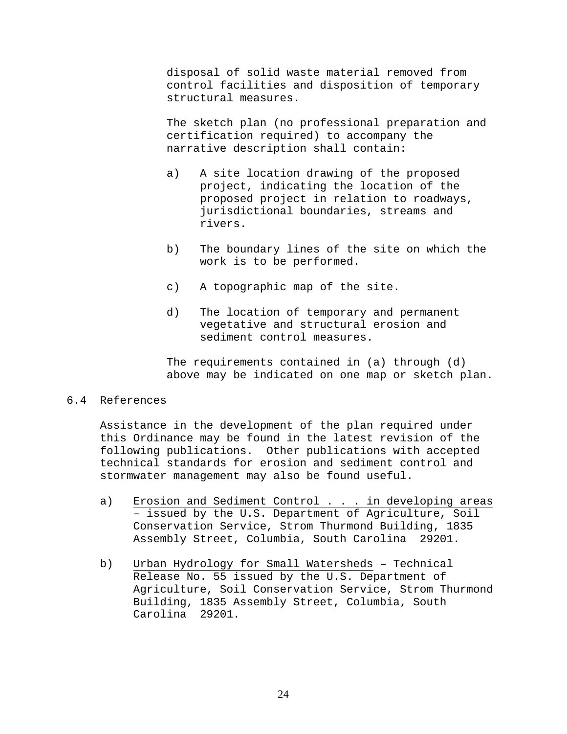disposal of solid waste material removed from control facilities and disposition of temporary structural measures.

The sketch plan (no professional preparation and certification required) to accompany the narrative description shall contain:

a) A site location drawing of the proposed project, indicating the location of the proposed project in relation to roadways, jurisdictional boundaries, streams and rivers.

b) The boundary lines of the site on which the work is to be performed.

c) A topographic map of the site.

d) The location of temporary and permanent vegetative and structural erosion and sediment control measures.

The requirements contained in (a) through (d) above may be indicated on one map or sketch plan.

6.4 References

Assistance in the development of the plan required under this Ordinance may be found in the latest revision of the following publications. Other publications with accepted technical standards for erosion and sediment control and stormwater management may also be found useful.

a) Erosion and Sediment Control . . . in developing areas – issued by the U.S. Department of Agriculture, Soil Conservation Service, Strom Thurmond Building, 1835 Assembly Street, Columbia, South Carolina 29201.

b) Urban Hydrology for Small Watersheds – Technical Release No. 55 issued by the U.S. Department of Agriculture, Soil Conservation Service, Strom Thurmond Building, 1835 Assembly Street, Columbia, South Carolina 29201.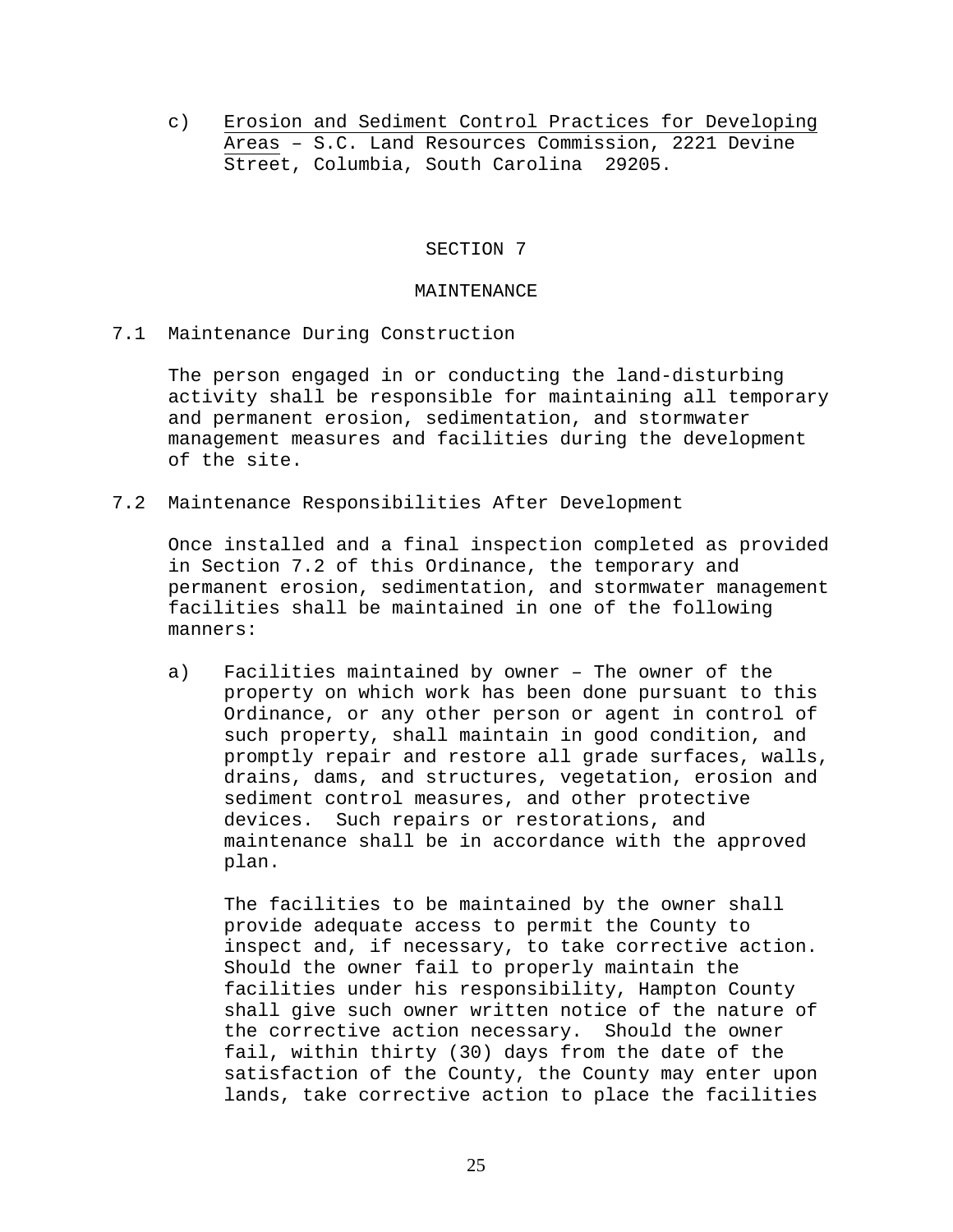c) <u>Erosion and Sediment Control Practices for Developing Areas</u> – S.C. Land Resources Commission, 2221 Devine Street, Columbia, South Carolina 29205.

## SECTION 7

## MAINTENANCE

### 7.1 Maintenance During Construction

The person engaged in or conducting the land-disturbing activity shall be responsible for maintaining all temporary and permanent erosion, sedimentation, and stormwater management measures and facilities during the development of the site.

### 7.2 Maintenance Responsibilities After Development

Once installed and a final inspection completed as provided in Section 7.2 of this Ordinance, the temporary and permanent erosion, sedimentation, and stormwater management facilities shall be maintained in one of the following manners:

a) Facilities maintained by owner – The owner of the property on which work has been done pursuant to this Ordinance, or any other person or agent in control of such property, shall maintain in good condition, and promptly repair and restore all grade surfaces, walls, drains, dams, and structures, vegetation, erosion and sediment control measures, and other protective devices. Such repairs or restorations, and maintenance shall be in accordance with the approved plan.

   The facilities to be maintained by the owner shall provide adequate access to permit the County to inspect and, if necessary, to take corrective action. Should the owner fail to properly maintain the facilities under his responsibility, Hampton County shall give such owner written notice of the nature of the corrective action necessary. Should the owner fail, within thirty (30) days from the date of the satisfaction of the County, the County may enter upon lands, take corrective action to place the facilities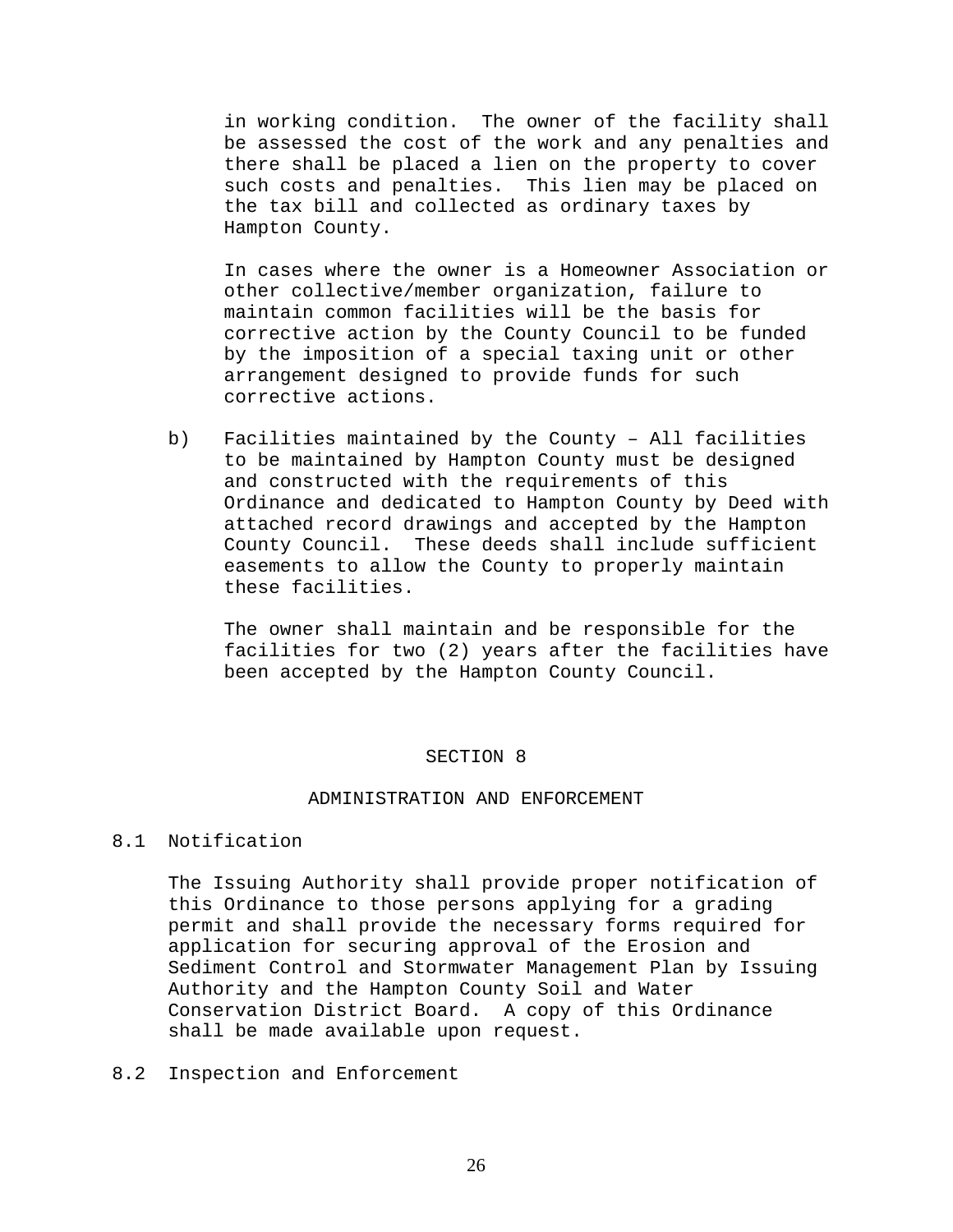in working condition. The owner of the facility shall be assessed the cost of the work and any penalties and there shall be placed a lien on the property to cover such costs and penalties. This lien may be placed on the tax bill and collected as ordinary taxes by Hampton County.

In cases where the owner is a Homeowner Association or other collective/member organization, failure to maintain common facilities will be the basis for corrective action by the County Council to be funded by the imposition of a special taxing unit or other arrangement designed to provide funds for such corrective actions.

b) Facilities maintained by the County – All facilities to be maintained by Hampton County must be designed and constructed with the requirements of this Ordinance and dedicated to Hampton County by Deed with attached record drawings and accepted by the Hampton County Council. These deeds shall include sufficient easements to allow the County to properly maintain these facilities.

   The owner shall maintain and be responsible for the facilities for two (2) years after the facilities have been accepted by the Hampton County Council.

## SECTION 8

## ADMINISTRATION AND ENFORCEMENT

### 8.1 Notification

The Issuing Authority shall provide proper notification of this Ordinance to those persons applying for a grading permit and shall provide the necessary forms required for application for securing approval of the Erosion and Sediment Control and Stormwater Management Plan by Issuing Authority and the Hampton County Soil and Water Conservation District Board. A copy of this Ordinance shall be made available upon request.

### 8.2 Inspection and Enforcement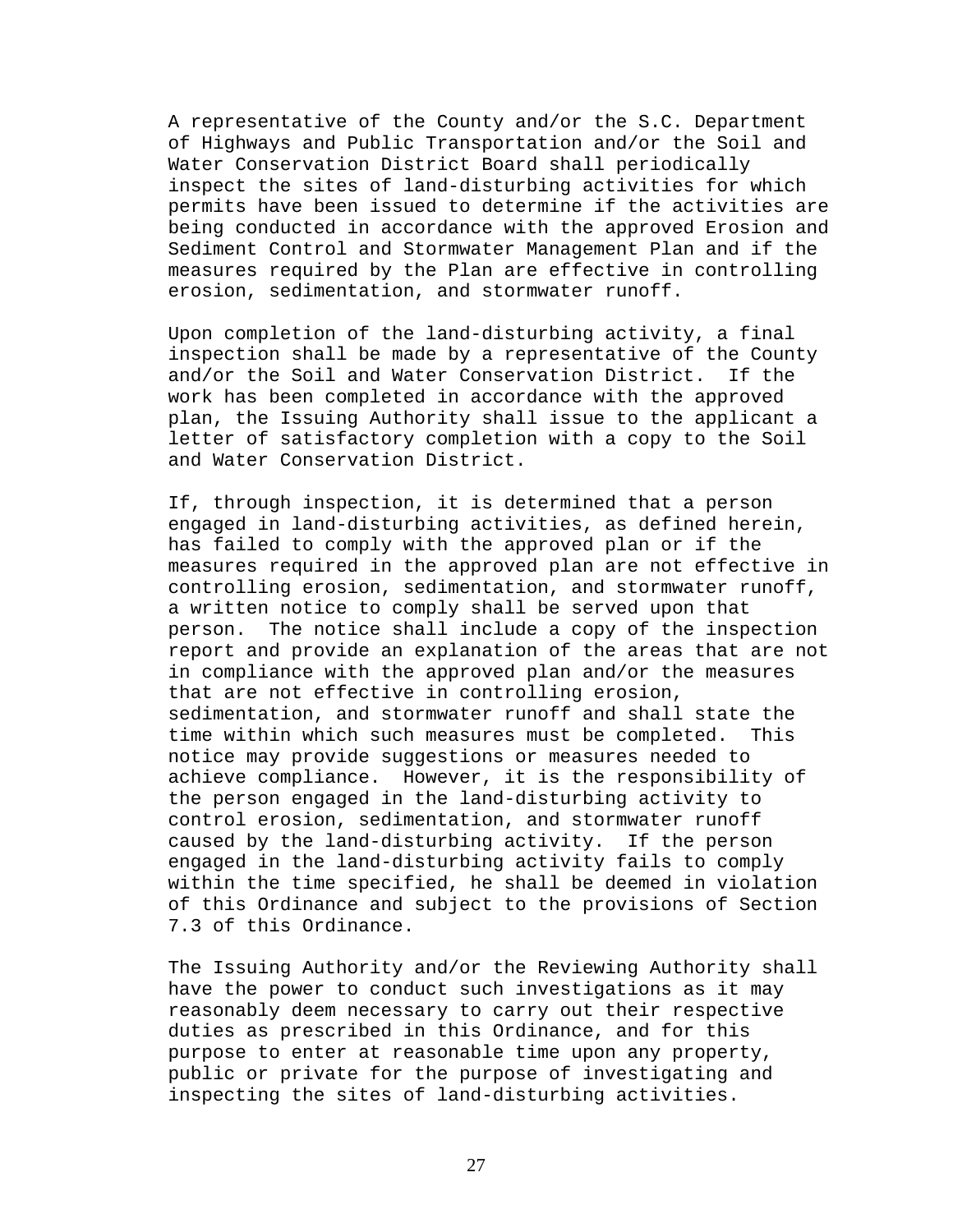A representative of the County and/or the S.C. Department of Highways and Public Transportation and/or the Soil and Water Conservation District Board shall periodically inspect the sites of land-disturbing activities for which permits have been issued to determine if the activities are being conducted in accordance with the approved Erosion and Sediment Control and Stormwater Management Plan and if the measures required by the Plan are effective in controlling erosion, sedimentation, and stormwater runoff.

Upon completion of the land-disturbing activity, a final inspection shall be made by a representative of the County and/or the Soil and Water Conservation District. If the work has been completed in accordance with the approved plan, the Issuing Authority shall issue to the applicant a letter of satisfactory completion with a copy to the Soil and Water Conservation District.

If, through inspection, it is determined that a person engaged in land-disturbing activities, as defined herein, has failed to comply with the approved plan or if the measures required in the approved plan are not effective in controlling erosion, sedimentation, and stormwater runoff, a written notice to comply shall be served upon that person. The notice shall include a copy of the inspection report and provide an explanation of the areas that are not in compliance with the approved plan and/or the measures that are not effective in controlling erosion, sedimentation, and stormwater runoff and shall state the time within which such measures must be completed. This notice may provide suggestions or measures needed to achieve compliance. However, it is the responsibility of the person engaged in the land-disturbing activity to control erosion, sedimentation, and stormwater runoff caused by the land-disturbing activity. If the person engaged in the land-disturbing activity fails to comply within the time specified, he shall be deemed in violation of this Ordinance and subject to the provisions of Section 7.3 of this Ordinance.

The Issuing Authority and/or the Reviewing Authority shall have the power to conduct such investigations as it may reasonably deem necessary to carry out their respective duties as prescribed in this Ordinance, and for this purpose to enter at reasonable time upon any property, public or private for the purpose of investigating and inspecting the sites of land-disturbing activities.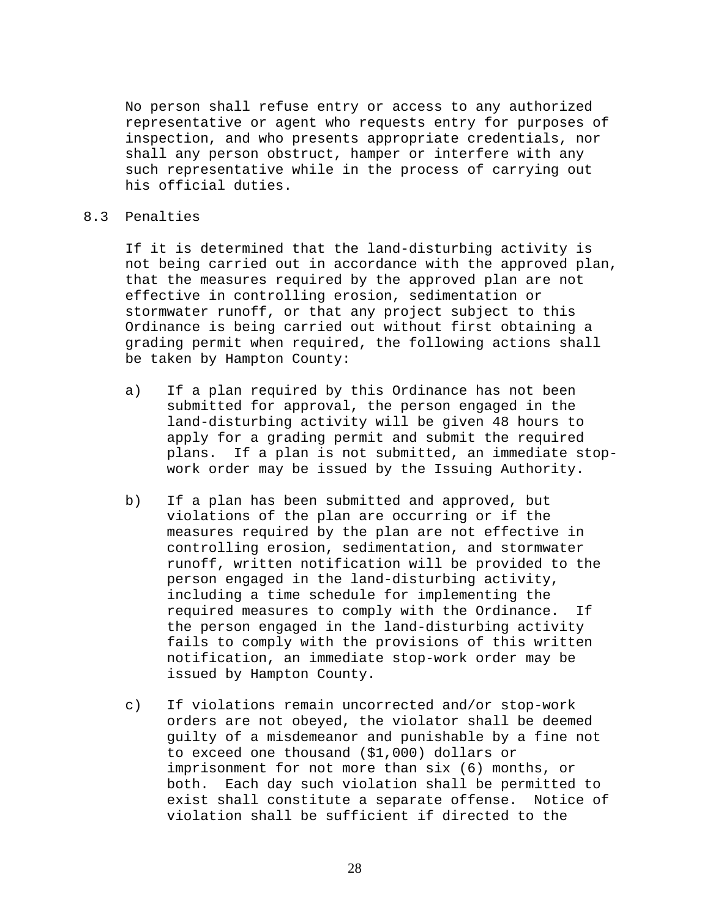No person shall refuse entry or access to any authorized representative or agent who requests entry for purposes of inspection, and who presents appropriate credentials, nor shall any person obstruct, hamper or interfere with any such representative while in the process of carrying out his official duties.

## 8.3 Penalties

If it is determined that the land-disturbing activity is not being carried out in accordance with the approved plan, that the measures required by the approved plan are not effective in controlling erosion, sedimentation or stormwater runoff, or that any project subject to this Ordinance is being carried out without first obtaining a grading permit when required, the following actions shall be taken by Hampton County:

a) If a plan required by this Ordinance has not been submitted for approval, the person engaged in the land-disturbing activity will be given 48 hours to apply for a grading permit and submit the required plans. If a plan is not submitted, an immediate stop-work order may be issued by the Issuing Authority.

b) If a plan has been submitted and approved, but violations of the plan are occurring or if the measures required by the plan are not effective in controlling erosion, sedimentation, and stormwater runoff, written notification will be provided to the person engaged in the land-disturbing activity, including a time schedule for implementing the required measures to comply with the Ordinance. If the person engaged in the land-disturbing activity fails to comply with the provisions of this written notification, an immediate stop-work order may be issued by Hampton County.

c) If violations remain uncorrected and/or stop-work orders are not obeyed, the violator shall be deemed guilty of a misdemeanor and punishable by a fine not to exceed one thousand ($1,000) dollars or imprisonment for not more than six (6) months, or both. Each day such violation shall be permitted to exist shall constitute a separate offense. Notice of violation shall be sufficient if directed to the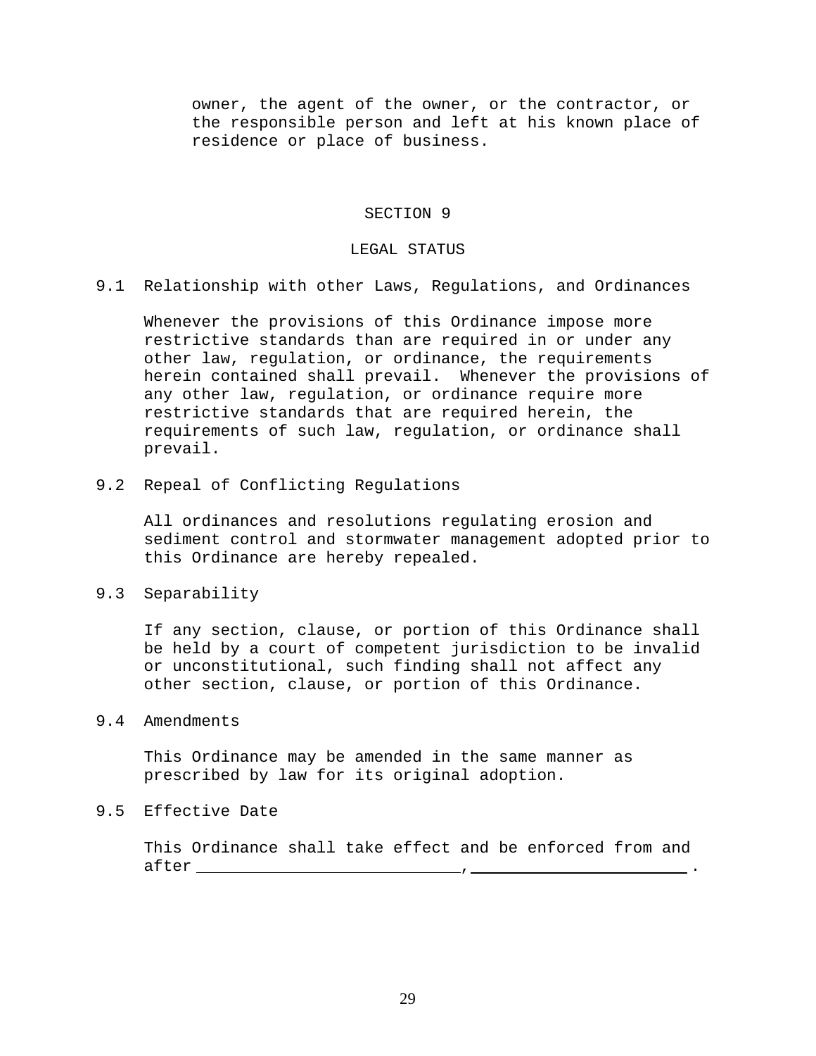owner, the agent of the owner, or the contractor, or the responsible person and left at his known place of residence or place of business.

## SECTION 9

## LEGAL STATUS

### 9.1 Relationship with other Laws, Regulations, and Ordinances

Whenever the provisions of this Ordinance impose more restrictive standards than are required in or under any other law, regulation, or ordinance, the requirements herein contained shall prevail. Whenever the provisions of any other law, regulation, or ordinance require more restrictive standards that are required herein, the requirements of such law, regulation, or ordinance shall prevail.

### 9.2 Repeal of Conflicting Regulations

All ordinances and resolutions regulating erosion and sediment control and stormwater management adopted prior to this Ordinance are hereby repealed.

### 9.3 Separability

If any section, clause, or portion of this Ordinance shall be held by a court of competent jurisdiction to be invalid or unconstitutional, such finding shall not affect any other section, clause, or portion of this Ordinance.

### 9.4 Amendments

This Ordinance may be amended in the same manner as prescribed by law for its original adoption.

### 9.5 Effective Date

This Ordinance shall take effect and be enforced from and after ____________________________, ________________________.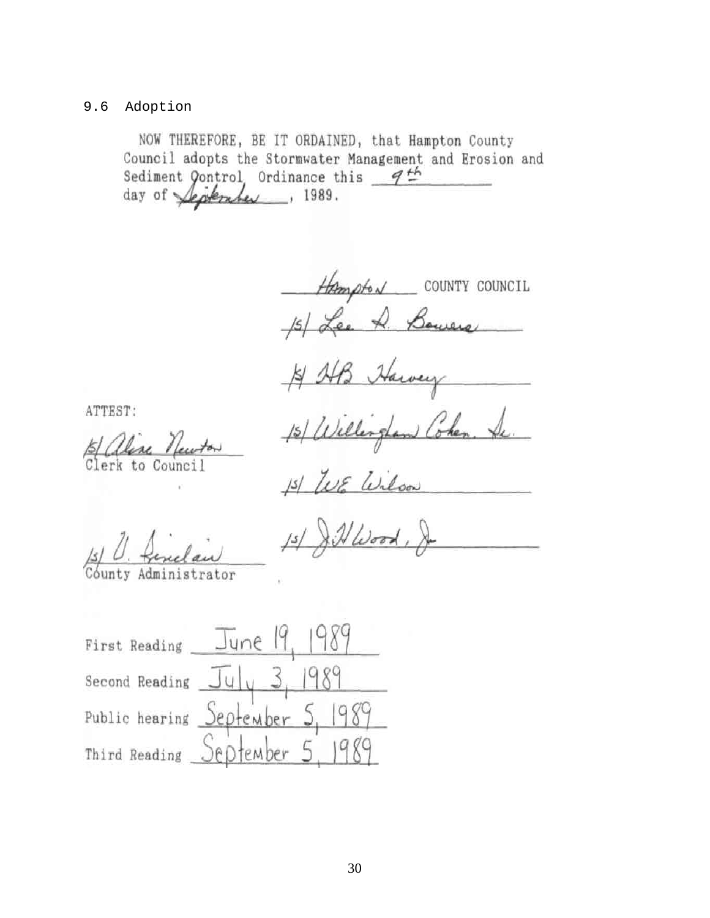## 9.6 Adoption

NOW THEREFORE, BE IT ORDAINED, that Hampton County Council adopts the Stormwater Management and Erosion and Sediment Control Ordinance this 9th day of September, 1989.

Hampton COUNTY COUNCIL

/s/ Lee A. Bowers

/s/ HB Harvey

/s/ Willingham Cohen, Jr.

/s/ WE Wilson

/s/ J.H. Wood, Jr.

ATTEST:

/s/ Aline Newton
Clerk to Council

/s/ U. Sinclair
County Administrator

First Reading June 19, 1989

Second Reading July 3, 1989

Public hearing September 5, 1989

Third Reading September 5, 1989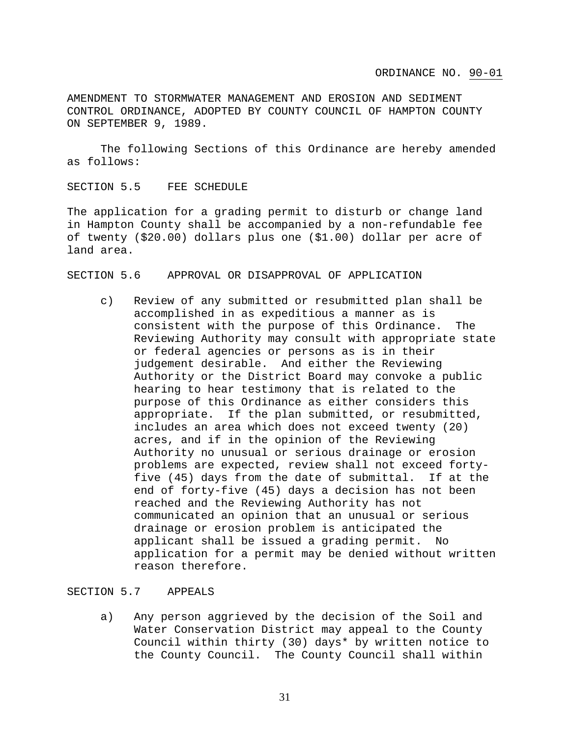ORDINANCE NO. 90-01

AMENDMENT TO STORMWATER MANAGEMENT AND EROSION AND SEDIMENT CONTROL ORDINANCE, ADOPTED BY COUNTY COUNCIL OF HAMPTON COUNTY ON SEPTEMBER 9, 1989.

The following Sections of this Ordinance are hereby amended as follows:

SECTION 5.5 FEE SCHEDULE

The application for a grading permit to disturb or change land in Hampton County shall be accompanied by a non-refundable fee of twenty ($20.00) dollars plus one ($1.00) dollar per acre of land area.

SECTION 5.6 APPROVAL OR DISAPPROVAL OF APPLICATION

c) Review of any submitted or resubmitted plan shall be accomplished in as expeditious a manner as is consistent with the purpose of this Ordinance. The Reviewing Authority may consult with appropriate state or federal agencies or persons as is in their judgement desirable. And either the Reviewing Authority or the District Board may convoke a public hearing to hear testimony that is related to the purpose of this Ordinance as either considers this appropriate. If the plan submitted, or resubmitted, includes an area which does not exceed twenty (20) acres, and if in the opinion of the Reviewing Authority no unusual or serious drainage or erosion problems are expected, review shall not exceed forty-five (45) days from the date of submittal. If at the end of forty-five (45) days a decision has not been reached and the Reviewing Authority has not communicated an opinion that an unusual or serious drainage or erosion problem is anticipated the applicant shall be issued a grading permit. No application for a permit may be denied without written reason therefore.

SECTION 5.7 APPEALS

a) Any person aggrieved by the decision of the Soil and Water Conservation District may appeal to the County Council within thirty (30) days* by written notice to the County Council. The County Council shall within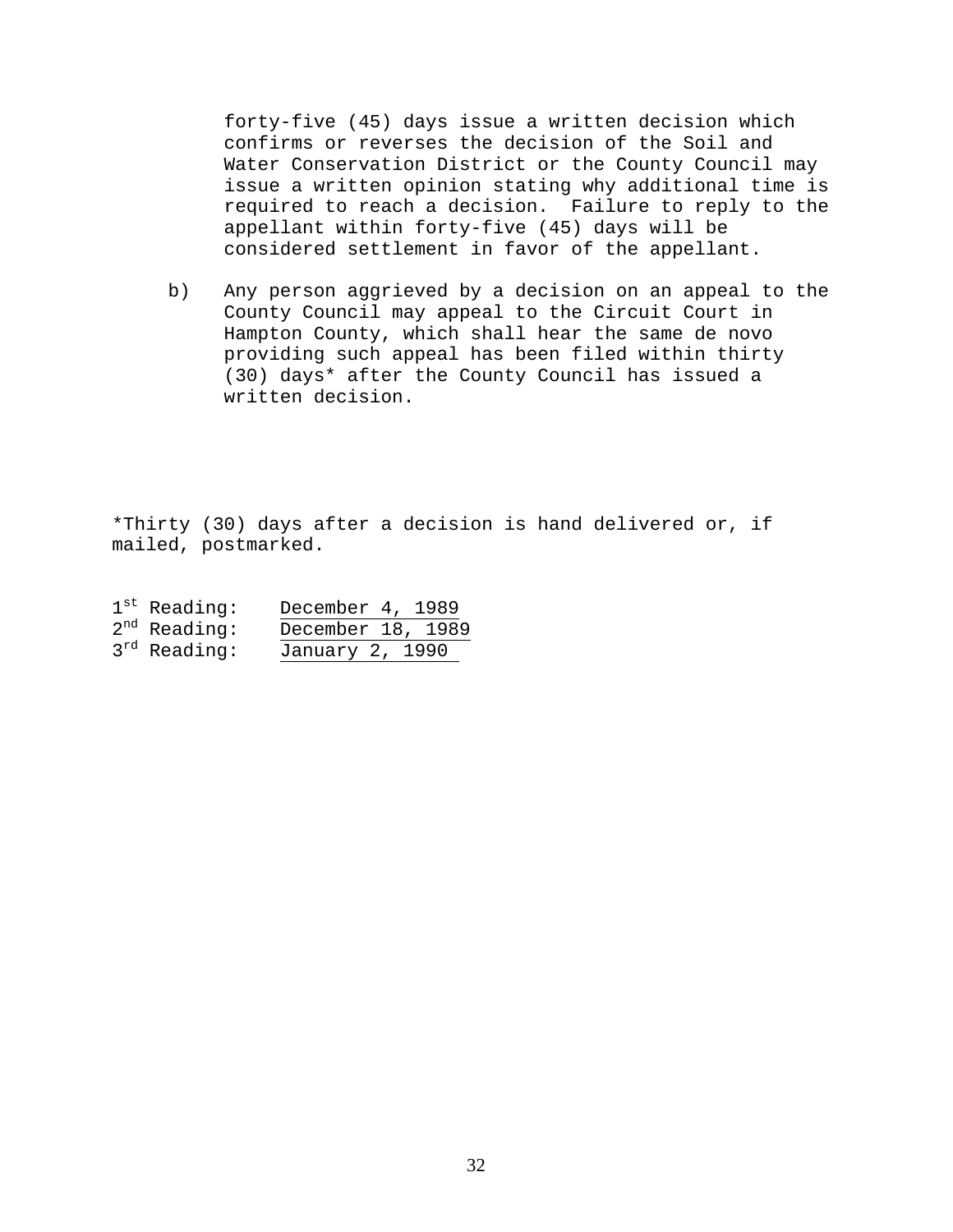forty-five (45) days issue a written decision which confirms or reverses the decision of the Soil and Water Conservation District or the County Council may issue a written opinion stating why additional time is required to reach a decision. Failure to reply to the appellant within forty-five (45) days will be considered settlement in favor of the appellant.

b) Any person aggrieved by a decision on an appeal to the County Council may appeal to the Circuit Court in Hampton County, which shall hear the same de novo providing such appeal has been filed within thirty (30) days* after the County Council has issued a written decision.

*Thirty (30) days after a decision is hand delivered or, if mailed, postmarked.

1st Reading: December 4, 1989
2nd Reading: December 18, 1989
3rd Reading: January 2, 1990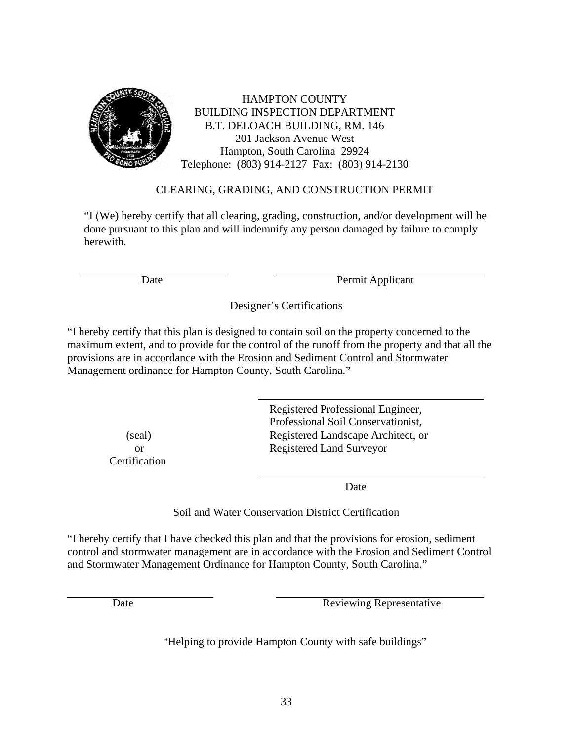HAMPTON COUNTY
BUILDING INSPECTION DEPARTMENT
B.T. DELOACH BUILDING, RM. 146
201 Jackson Avenue West
Hampton, South Carolina 29924
Telephone: (803) 914-2127 Fax: (803) 914-2130

## CLEARING, GRADING, AND CONSTRUCTION PERMIT

"I (We) hereby certify that all clearing, grading, construction, and/or development will be done pursuant to this plan and will indemnify any person damaged by failure to comply herewith.

\_\_\_\_\_\_\_\_\_\_\_\_\_\_\_\_\_\_\_\_\_\_\_\_ \_\_\_\_\_\_\_\_\_\_\_\_\_\_\_\_\_\_\_\_\_\_\_\_\_\_\_\_\_\_\_\_\_\_\_
Date Permit Applicant

### Designer's Certifications

"I hereby certify that this plan is designed to contain soil on the property concerned to the maximum extent, and to provide for the control of the runoff from the property and that all the provisions are in accordance with the Erosion and Sediment Control and Stormwater Management ordinance for Hampton County, South Carolina."

\_\_\_\_\_\_\_\_\_\_\_\_\_\_\_\_\_\_\_\_\_\_\_\_\_\_\_\_\_\_\_\_\_\_\_\_\_\_
Registered Professional Engineer,
Professional Soil Conservationist,
Registered Landscape Architect, or
Registered Land Surveyor

(seal)
or
Certification

\_\_\_\_\_\_\_\_\_\_\_\_\_\_\_\_\_\_\_\_\_\_\_\_\_\_\_\_\_\_\_\_\_\_\_\_\_\_
Date

### Soil and Water Conservation District Certification

"I hereby certify that I have checked this plan and that the provisions for erosion, sediment control and stormwater management are in accordance with the Erosion and Sediment Control and Stormwater Management Ordinance for Hampton County, South Carolina."

\_\_\_\_\_\_\_\_\_\_\_\_\_\_\_\_\_\_\_\_\_\_\_\_ \_\_\_\_\_\_\_\_\_\_\_\_\_\_\_\_\_\_\_\_\_\_\_\_\_\_\_\_\_\_\_\_\_\_\_
Date Reviewing Representative

"Helping to provide Hampton County with safe buildings"